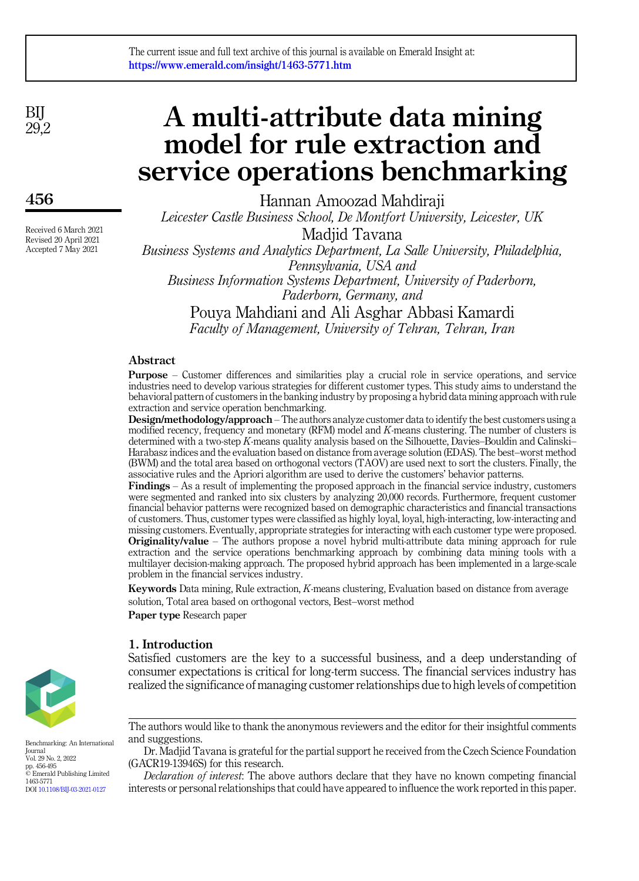The current issue and full text archive of this journal is available on Emerald Insight at: https://www.emerald.com/insight/1463-5771.htm

Received 6 March 2021
Revised 20 April 2021
Accepted 7 May 2021

# A multi-attribute data mining model for rule extraction and service operations benchmarking

Hannan Amoozad Mahdiraji
*Leicester Castle Business School, De Montfort University, Leicester, UK*

Madjid Tavana
*Business Systems and Analytics Department, La Salle University, Philadelphia, Pennsylvania, USA and Business Information Systems Department, University of Paderborn, Paderborn, Germany, and*

Pouya Mahdiani and Ali Asghar Abbasi Kamardi
*Faculty of Management, University of Tehran, Tehran, Iran*

## Abstract

**Purpose** – Customer differences and similarities play a crucial role in service operations, and service industries need to develop various strategies for different customer types. This study aims to understand the behavioral pattern of customers in the banking industry by proposing a hybrid data mining approach with rule extraction and service operation benchmarking.

**Design/methodology/approach** – The authors analyze customer data to identify the best customers using a modified recency, frequency and monetary (RFM) model and *K*-means clustering. The number of clusters is determined with a two-step *K*-means quality analysis based on the Silhouette, Davies–Bouldin and Calinski–Harabasz indices and the evaluation based on distance from average solution (EDAS). The best–worst method (BWM) and the total area based on orthogonal vectors (TAOV) are used next to sort the clusters. Finally, the associative rules and the Apriori algorithm are used to derive the customers' behavior patterns.

**Findings** – As a result of implementing the proposed approach in the financial service industry, customers were segmented and ranked into six clusters by analyzing 20,000 records. Furthermore, frequent customer financial behavior patterns were recognized based on demographic characteristics and financial transactions of customers. Thus, customer types were classified as highly loyal, loyal, high-interacting, low-interacting and missing customers. Eventually, appropriate strategies for interacting with each customer type were proposed.

**Originality/value** – The authors propose a novel hybrid multi-attribute data mining approach for rule extraction and the service operations benchmarking approach by combining data mining tools with a multilayer decision-making approach. The proposed hybrid approach has been implemented in a large-scale problem in the financial services industry.

**Keywords** Data mining, Rule extraction, *K*-means clustering, Evaluation based on distance from average solution, Total area based on orthogonal vectors, Best–worst method

**Paper type** Research paper

## 1. Introduction

Satisfied customers are the key to a successful business, and a deep understanding of consumer expectations is critical for long-term success. The financial services industry has realized the significance of managing customer relationships due to high levels of competition

The authors would like to thank the anonymous reviewers and the editor for their insightful comments and suggestions.

Dr. Madjid Tavana is grateful for the partial support he received from the Czech Science Foundation (GACR19-13946S) for this research.

*Declaration of interest*: The above authors declare that they have no known competing financial interests or personal relationships that could have appeared to influence the work reported in this paper.

Benchmarking: An International Journal
Vol. 29 No. 2, 2022
pp. 456-495
© Emerald Publishing Limited
1463-5771
DOI 10.1108/BIJ-03-2021-0127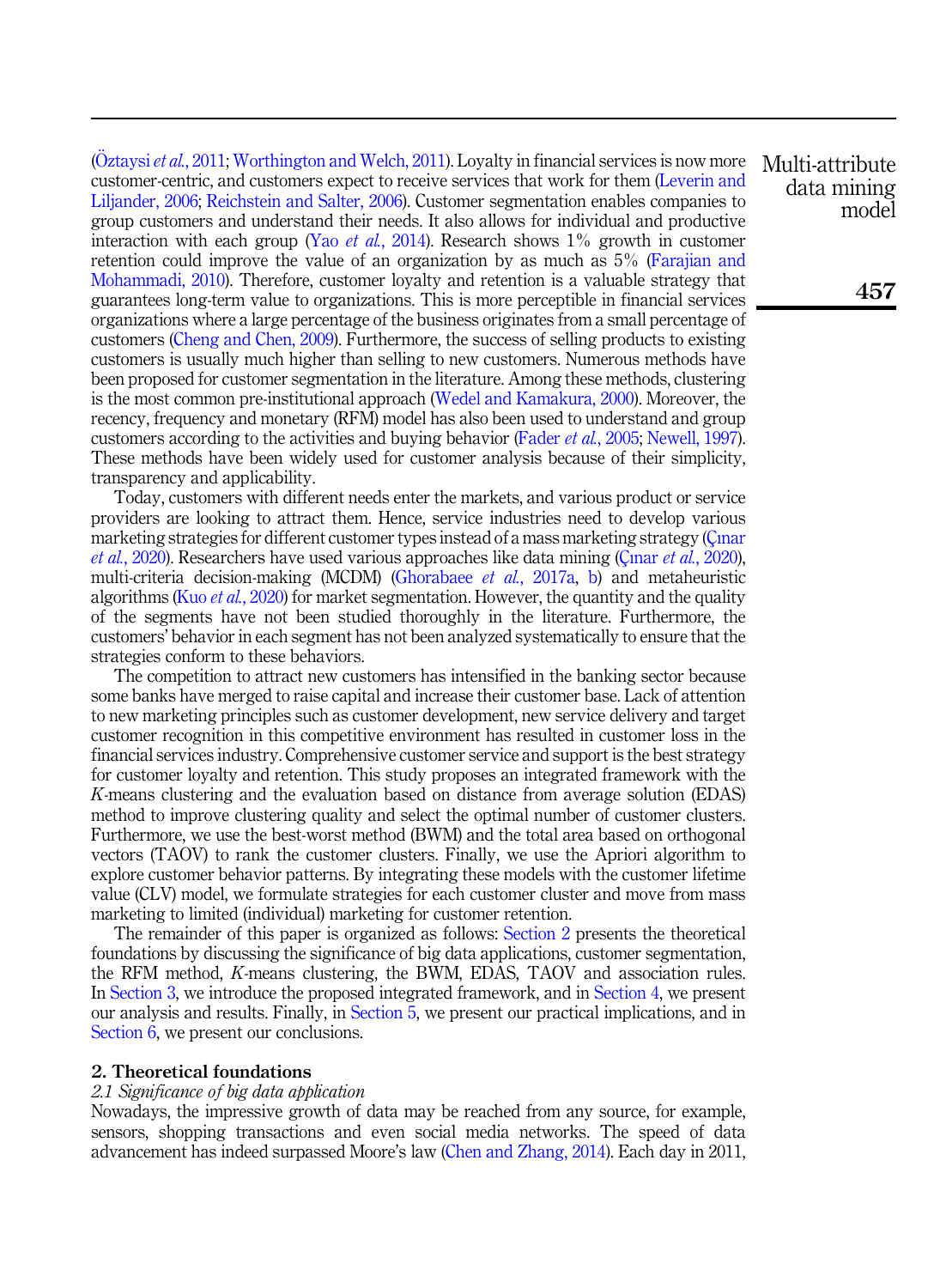(Öztaysi *et al.*, 2011; Worthington and Welch, 2011). Loyalty in financial services is now more customer-centric, and customers expect to receive services that work for them (Leverin and Liljander, 2006; Reichstein and Salter, 2006). Customer segmentation enables companies to group customers and understand their needs. It also allows for individual and productive interaction with each group (Yao *et al.*, 2014). Research shows 1% growth in customer retention could improve the value of an organization by as much as 5% (Farajian and Mohammadi, 2010). Therefore, customer loyalty and retention is a valuable strategy that guarantees long-term value to organizations. This is more perceptible in financial services organizations where a large percentage of the business originates from a small percentage of customers (Cheng and Chen, 2009). Furthermore, the success of selling products to existing customers is usually much higher than selling to new customers. Numerous methods have been proposed for customer segmentation in the literature. Among these methods, clustering is the most common pre-institutional approach (Wedel and Kamakura, 2000). Moreover, the recency, frequency and monetary (RFM) model has also been used to understand and group customers according to the activities and buying behavior (Fader *et al.*, 2005; Newell, 1997). These methods have been widely used for customer analysis because of their simplicity, transparency and applicability.

Today, customers with different needs enter the markets, and various product or service providers are looking to attract them. Hence, service industries need to develop various marketing strategies for different customer types instead of a mass marketing strategy (Çınar *et al.*, 2020). Researchers have used various approaches like data mining (Çınar *et al.*, 2020), multi-criteria decision-making (MCDM) (Ghorabaee *et al.*, 2017a, b) and metaheuristic algorithms (Kuo *et al.*, 2020) for market segmentation. However, the quantity and the quality of the segments have not been studied thoroughly in the literature. Furthermore, the customers' behavior in each segment has not been analyzed systematically to ensure that the strategies conform to these behaviors.

The competition to attract new customers has intensified in the banking sector because some banks have merged to raise capital and increase their customer base. Lack of attention to new marketing principles such as customer development, new service delivery and target customer recognition in this competitive environment has resulted in customer loss in the financial services industry. Comprehensive customer service and support is the best strategy for customer loyalty and retention. This study proposes an integrated framework with the $K$-means clustering and the evaluation based on distance from average solution (EDAS) method to improve clustering quality and select the optimal number of customer clusters. Furthermore, we use the best-worst method (BWM) and the total area based on orthogonal vectors (TAOV) to rank the customer clusters. Finally, we use the Apriori algorithm to explore customer behavior patterns. By integrating these models with the customer lifetime value (CLV) model, we formulate strategies for each customer cluster and move from mass marketing to limited (individual) marketing for customer retention.

The remainder of this paper is organized as follows: Section 2 presents the theoretical foundations by discussing the significance of big data applications, customer segmentation, the RFM method, $K$-means clustering, the BWM, EDAS, TAOV and association rules. In Section 3, we introduce the proposed integrated framework, and in Section 4, we present our analysis and results. Finally, in Section 5, we present our practical implications, and in Section 6, we present our conclusions.

## 2. Theoretical foundations

### *2.1 Significance of big data application*

Nowadays, the impressive growth of data may be reached from any source, for example, sensors, shopping transactions and even social media networks. The speed of data advancement has indeed surpassed Moore's law (Chen and Zhang, 2014). Each day in 2011,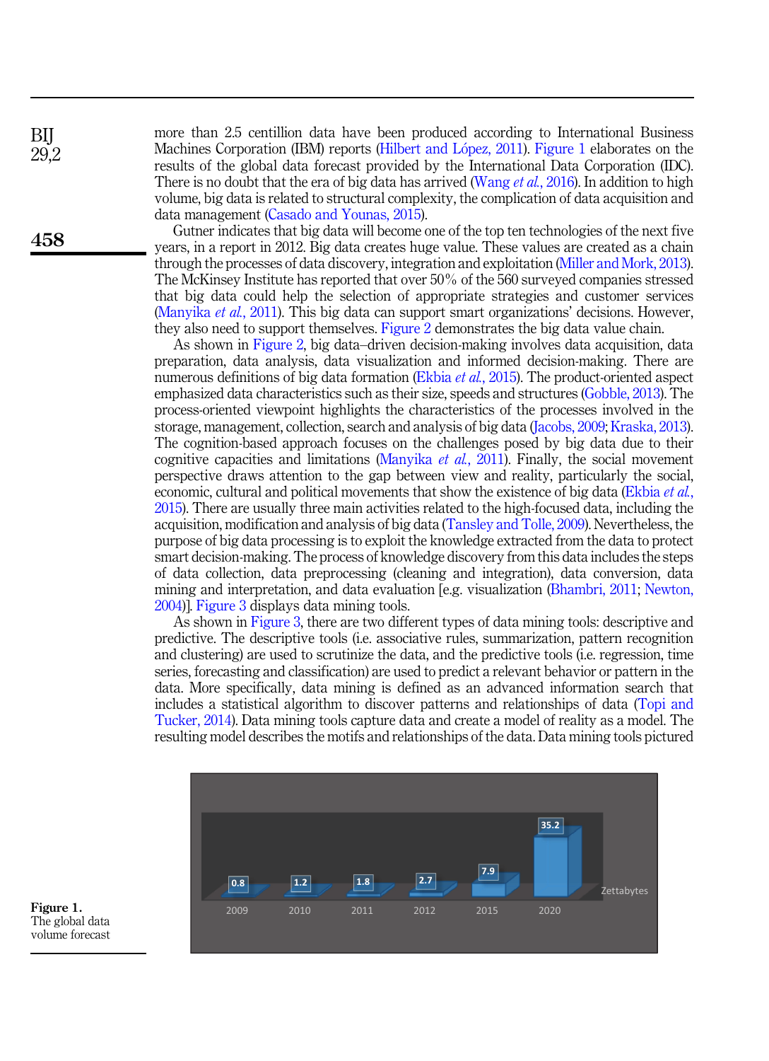more than 2.5 centillion data have been produced according to International Business Machines Corporation (IBM) reports (Hilbert and López, 2011). Figure 1 elaborates on the results of the global data forecast provided by the International Data Corporation (IDC). There is no doubt that the era of big data has arrived (Wang *et al.*, 2016). In addition to high volume, big data is related to structural complexity, the complication of data acquisition and data management (Casado and Younas, 2015).

Gutner indicates that big data will become one of the top ten technologies of the next five years, in a report in 2012. Big data creates huge value. These values are created as a chain through the processes of data discovery, integration and exploitation (Miller and Mork, 2013). The McKinsey Institute has reported that over 50% of the 560 surveyed companies stressed that big data could help the selection of appropriate strategies and customer services (Manyika *et al.*, 2011). This big data can support smart organizations' decisions. However, they also need to support themselves. Figure 2 demonstrates the big data value chain.

As shown in Figure 2, big data–driven decision-making involves data acquisition, data preparation, data analysis, data visualization and informed decision-making. There are numerous definitions of big data formation (Ekbia *et al.*, 2015). The product-oriented aspect emphasized data characteristics such as their size, speeds and structures (Gobble, 2013). The process-oriented viewpoint highlights the characteristics of the processes involved in the storage, management, collection, search and analysis of big data (Jacobs, 2009; Kraska, 2013). The cognition-based approach focuses on the challenges posed by big data due to their cognitive capacities and limitations (Manyika *et al.*, 2011). Finally, the social movement perspective draws attention to the gap between view and reality, particularly the social, economic, cultural and political movements that show the existence of big data (Ekbia *et al.*, 2015). There are usually three main activities related to the high-focused data, including the acquisition, modification and analysis of big data (Tansley and Tolle, 2009). Nevertheless, the purpose of big data processing is to exploit the knowledge extracted from the data to protect smart decision-making. The process of knowledge discovery from this data includes the steps of data collection, data preprocessing (cleaning and integration), data conversion, data mining and interpretation, and data evaluation [e.g. visualization (Bhambri, 2011; Newton, 2004)]. Figure 3 displays data mining tools.

As shown in Figure 3, there are two different types of data mining tools: descriptive and predictive. The descriptive tools (i.e. associative rules, summarization, pattern recognition and clustering) are used to scrutinize the data, and the predictive tools (i.e. regression, time series, forecasting and classification) are used to predict a relevant behavior or pattern in the data. More specifically, data mining is defined as an advanced information search that includes a statistical algorithm to discover patterns and relationships of data (Topi and Tucker, 2014). Data mining tools capture data and create a model of reality as a model. The resulting model describes the motifs and relationships of the data. Data mining tools pictured

| Year | 2009 | 2010 | 2011 | 2012 | 2015 | 2020 |
|---|---|---|---|---|---|---|
| Zettabytes | 0.8 | 1.2 | 1.8 | 2.7 | 7.9 | 35.2 |

**Figure 1.** The global data volume forecast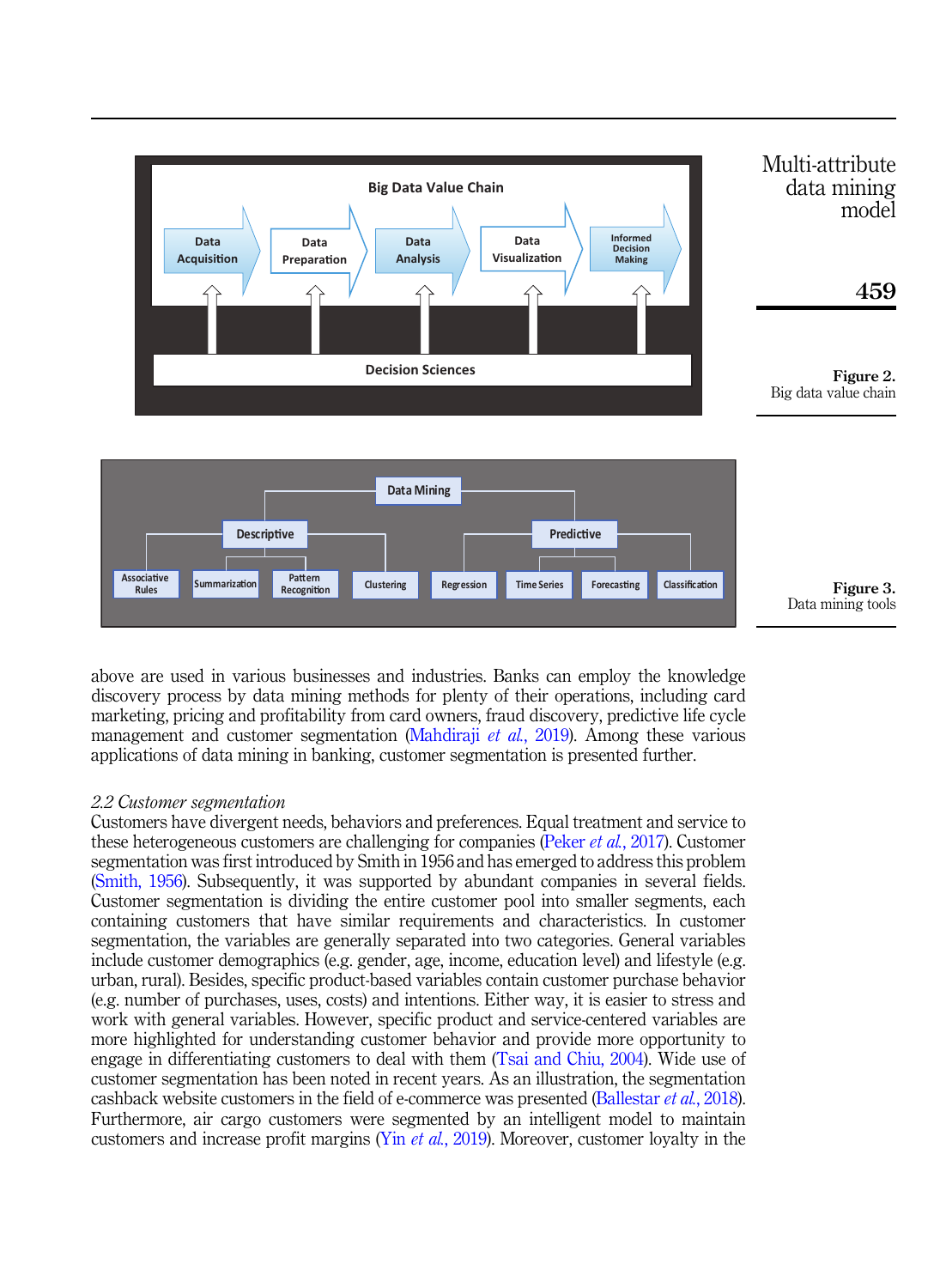Figure 2.
Big data value chain

Figure 3.
Data mining tools

above are used in various businesses and industries. Banks can employ the knowledge discovery process by data mining methods for plenty of their operations, including card marketing, pricing and profitability from card owners, fraud discovery, predictive life cycle management and customer segmentation (Mahdiraji *et al.*, 2019). Among these various applications of data mining in banking, customer segmentation is presented further.

### *2.2 Customer segmentation*

Customers have divergent needs, behaviors and preferences. Equal treatment and service to these heterogeneous customers are challenging for companies (Peker *et al.*, 2017). Customer segmentation was first introduced by Smith in 1956 and has emerged to address this problem (Smith, 1956). Subsequently, it was supported by abundant companies in several fields. Customer segmentation is dividing the entire customer pool into smaller segments, each containing customers that have similar requirements and characteristics. In customer segmentation, the variables are generally separated into two categories. General variables include customer demographics (e.g. gender, age, income, education level) and lifestyle (e.g. urban, rural). Besides, specific product-based variables contain customer purchase behavior (e.g. number of purchases, uses, costs) and intentions. Either way, it is easier to stress and work with general variables. However, specific product and service-centered variables are more highlighted for understanding customer behavior and provide more opportunity to engage in differentiating customers to deal with them (Tsai and Chiu, 2004). Wide use of customer segmentation has been noted in recent years. As an illustration, the segmentation cashback website customers in the field of e-commerce was presented (Ballestar *et al.*, 2018). Furthermore, air cargo customers were segmented by an intelligent model to maintain customers and increase profit margins (Yin *et al.*, 2019). Moreover, customer loyalty in the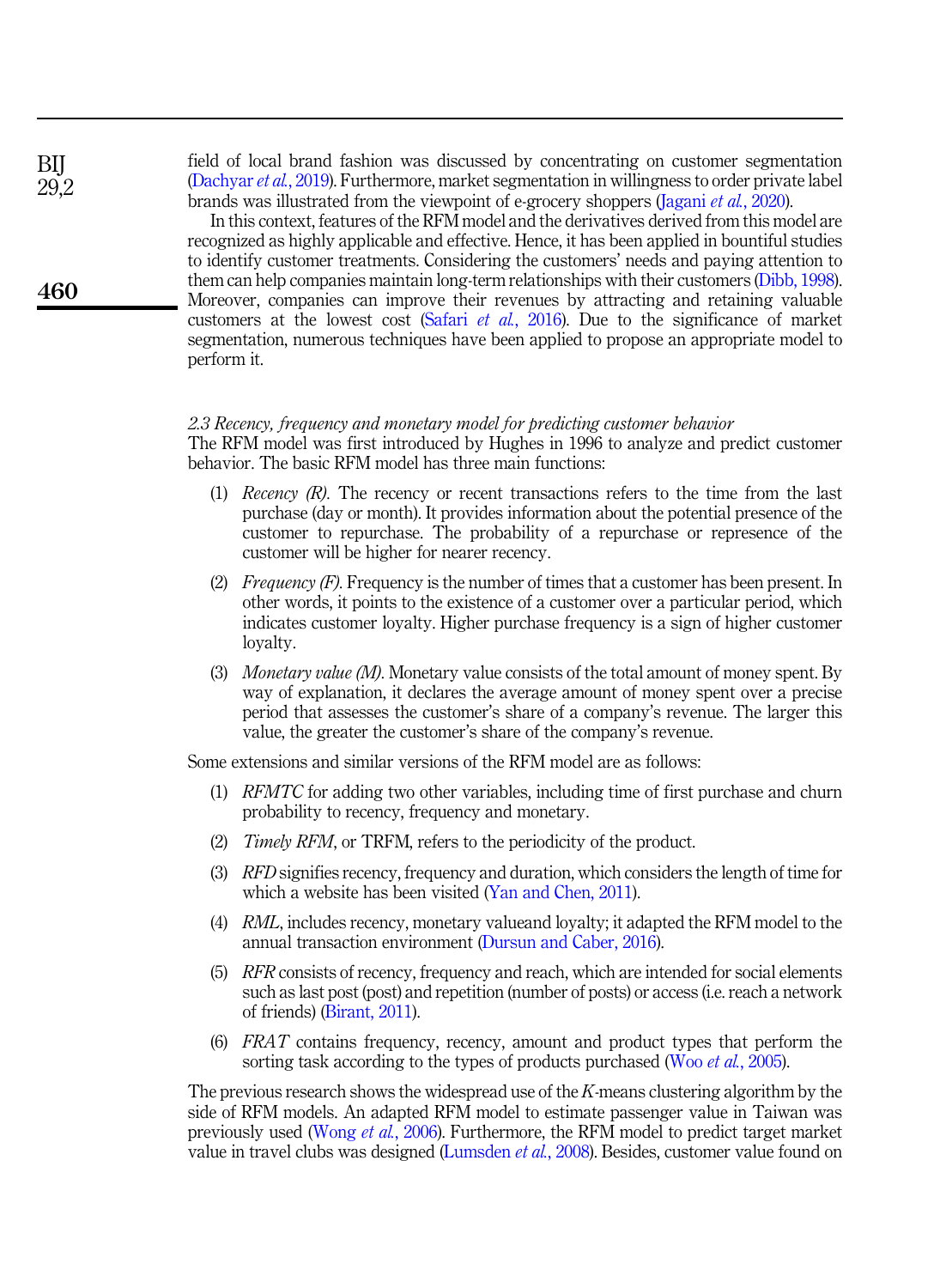field of local brand fashion was discussed by concentrating on customer segmentation (Dachyar *et al.*, 2019). Furthermore, market segmentation in willingness to order private label brands was illustrated from the viewpoint of e-grocery shoppers (Jagani *et al.*, 2020).

In this context, features of the RFM model and the derivatives derived from this model are recognized as highly applicable and effective. Hence, it has been applied in bountiful studies to identify customer treatments. Considering the customers' needs and paying attention to them can help companies maintain long-term relationships with their customers (Dibb, 1998). Moreover, companies can improve their revenues by attracting and retaining valuable customers at the lowest cost (Safari *et al.*, 2016). Due to the significance of market segmentation, numerous techniques have been applied to propose an appropriate model to perform it.

### *2.3 Recency, frequency and monetary model for predicting customer behavior*

The RFM model was first introduced by Hughes in 1996 to analyze and predict customer behavior. The basic RFM model has three main functions:

1. *Recency (R).* The recency or recent transactions refers to the time from the last purchase (day or month). It provides information about the potential presence of the customer to repurchase. The probability of a repurchase or represence of the customer will be higher for nearer recency.
2. *Frequency (F).* Frequency is the number of times that a customer has been present. In other words, it points to the existence of a customer over a particular period, which indicates customer loyalty. Higher purchase frequency is a sign of higher customer loyalty.
3. *Monetary value (M).* Monetary value consists of the total amount of money spent. By way of explanation, it declares the average amount of money spent over a precise period that assesses the customer's share of a company's revenue. The larger this value, the greater the customer's share of the company's revenue.

Some extensions and similar versions of the RFM model are as follows:

1. *RFMTC* for adding two other variables, including time of first purchase and churn probability to recency, frequency and monetary.
2. *Timely RFM*, or TRFM, refers to the periodicity of the product.
3. *RFD* signifies recency, frequency and duration, which considers the length of time for which a website has been visited (Yan and Chen, 2011).
4. *RML*, includes recency, monetary valueand loyalty; it adapted the RFM model to the annual transaction environment (Dursun and Caber, 2016).
5. *RFR* consists of recency, frequency and reach, which are intended for social elements such as last post (post) and repetition (number of posts) or access (i.e. reach a network of friends) (Birant, 2011).
6. *FRAT* contains frequency, recency, amount and product types that perform the sorting task according to the types of products purchased (Woo *et al.*, 2005).

The previous research shows the widespread use of the *K*-means clustering algorithm by the side of RFM models. An adapted RFM model to estimate passenger value in Taiwan was previously used (Wong *et al.*, 2006). Furthermore, the RFM model to predict target market value in travel clubs was designed (Lumsden *et al.*, 2008). Besides, customer value found on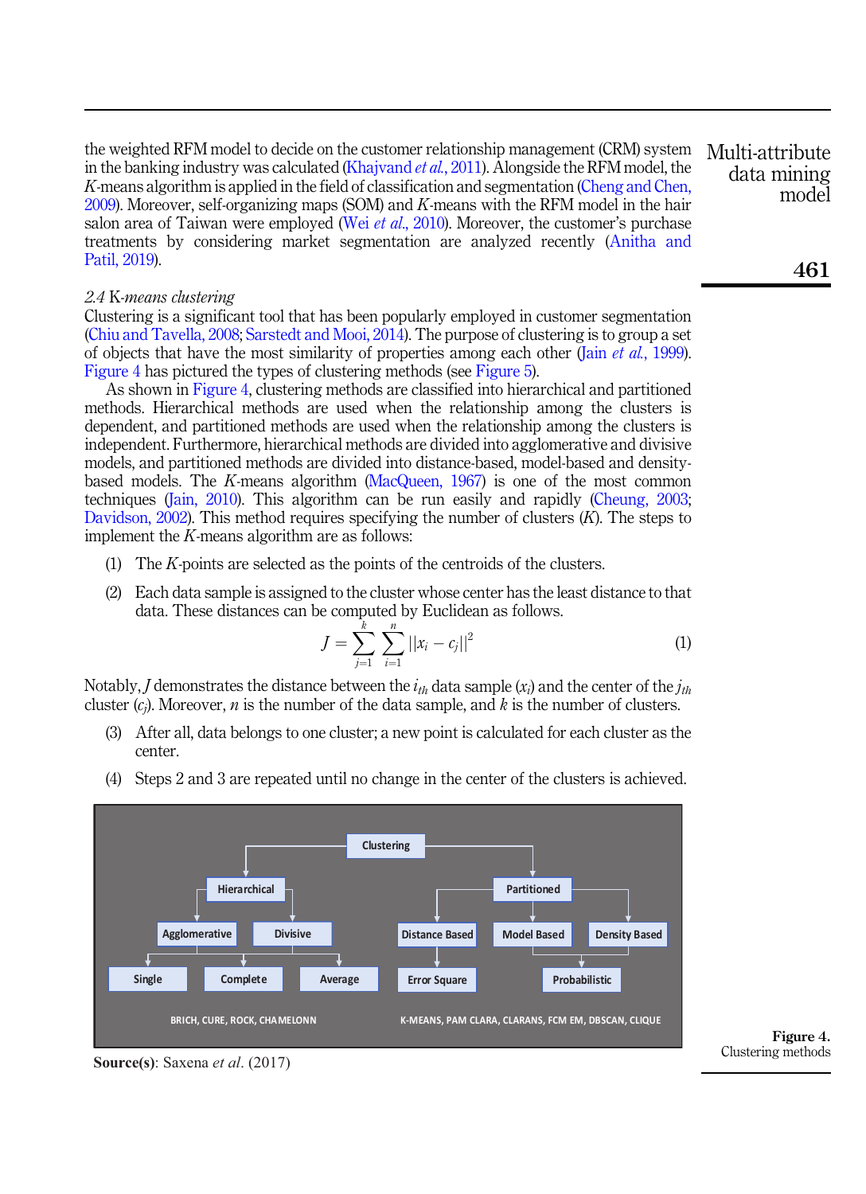the weighted RFM model to decide on the customer relationship management (CRM) system in the banking industry was calculated (Khajvand *et al.*, 2011). Alongside the RFM model, the *K*-means algorithm is applied in the field of classification and segmentation (Cheng and Chen, 2009). Moreover, self-organizing maps (SOM) and *K*-means with the RFM model in the hair salon area of Taiwan were employed (Wei *et al.*, 2010). Moreover, the customer's purchase treatments by considering market segmentation are analyzed recently (Anitha and Patil, 2019).

### *2.4 K-means clustering*

Clustering is a significant tool that has been popularly employed in customer segmentation (Chiu and Tavella, 2008; Sarstedt and Mooi, 2014). The purpose of clustering is to group a set of objects that have the most similarity of properties among each other (Jain *et al.*, 1999). Figure 4 has pictured the types of clustering methods (see Figure 5).

As shown in Figure 4, clustering methods are classified into hierarchical and partitioned methods. Hierarchical methods are used when the relationship among the clusters is dependent, and partitioned methods are used when the relationship among the clusters is independent. Furthermore, hierarchical methods are divided into agglomerative and divisive models, and partitioned methods are divided into distance-based, model-based and density-based models. The *K*-means algorithm (MacQueen, 1967) is one of the most common techniques (Jain, 2010). This algorithm can be run easily and rapidly (Cheung, 2003; Davidson, 2002). This method requires specifying the number of clusters (*K*). The steps to implement the *K*-means algorithm are as follows:

(1) The *K*-points are selected as the points of the centroids of the clusters.

(2) Each data sample is assigned to the cluster whose center has the least distance to that data. These distances can be computed by Euclidean as follows.

$$J = \sum_{j=1}^{k} \sum_{i=1}^{n} ||x_i - c_j||^2 \tag{1}$$

Notably, $J$ demonstrates the distance between the $i_{th}$ data sample ($x_i$) and the center of the $j_{th}$ cluster ($c_j$). Moreover, $n$ is the number of the data sample, and $k$ is the number of clusters.

(3) After all, data belongs to one cluster; a new point is calculated for each cluster as the center.

(4) Steps 2 and 3 are repeated until no change in the center of the clusters is achieved.

Clustering
- Hierarchical
  - Agglomerative
  - Divisive
  - Single / Complete / Average
  - BRICH, CURE, ROCK, CHAMELONN
- Partitioned
  - Distance Based → Error Square
  - Model Based / Density Based → Probabilistic
  - K-MEANS, PAM CLARA, CLARANS, FCM EM, DBSCAN, CLIQUE

**Source(s)**: Saxena *et al.* (2017)

**Figure 4.** Clustering methods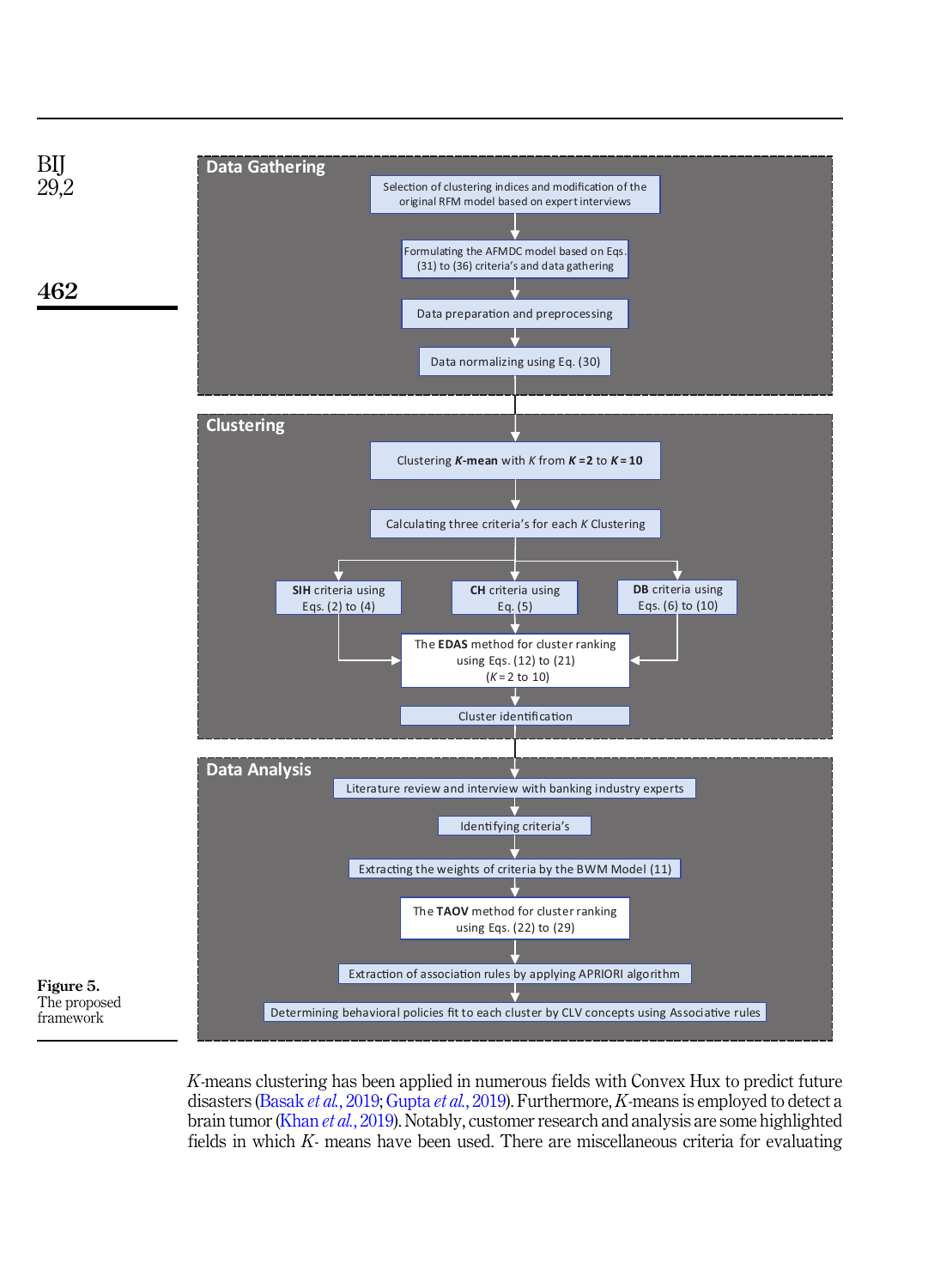**Data Gathering**

Selection of clustering indices and modification of the original RFM model based on expert interviews

↓

Formulating the AFMDC model based on Eqs. (31) to (36) criteria's and data gathering

↓

Data preparation and preprocessing

↓

Data normalizing using Eq. (30)

**Clustering**

Clustering ***K*-mean** with *K* from ***K* = 2** to ***K* = 10**

↓

Calculating three criteria's for each *K* Clustering

↓

**SIH** criteria using Eqs. (2) to (4) | **CH** criteria using Eq. (5) | **DB** criteria using Eqs. (6) to (10)

↓

The **EDAS** method for cluster ranking using Eqs. (12) to (21) (*K* = 2 to 10)

↓

Cluster identification

**Data Analysis**

Literature review and interview with banking industry experts

↓

Identifying criteria's

↓

Extracting the weights of criteria by the BWM Model (11)

↓

The **TAOV** method for cluster ranking using Eqs. (22) to (29)

↓

Extraction of association rules by applying APRIORI algorithm

↓

Determining behavioral policies fit to each cluster by CLV concepts using Associative rules

**Figure 5.**
The proposed framework

*K*-means clustering has been applied in numerous fields with Convex Hux to predict future disasters (Basak *et al.*, 2019; Gupta *et al.*, 2019). Furthermore, *K*-means is employed to detect a brain tumor (Khan *et al.*, 2019). Notably, customer research and analysis are some highlighted fields in which *K*- means have been used. There are miscellaneous criteria for evaluating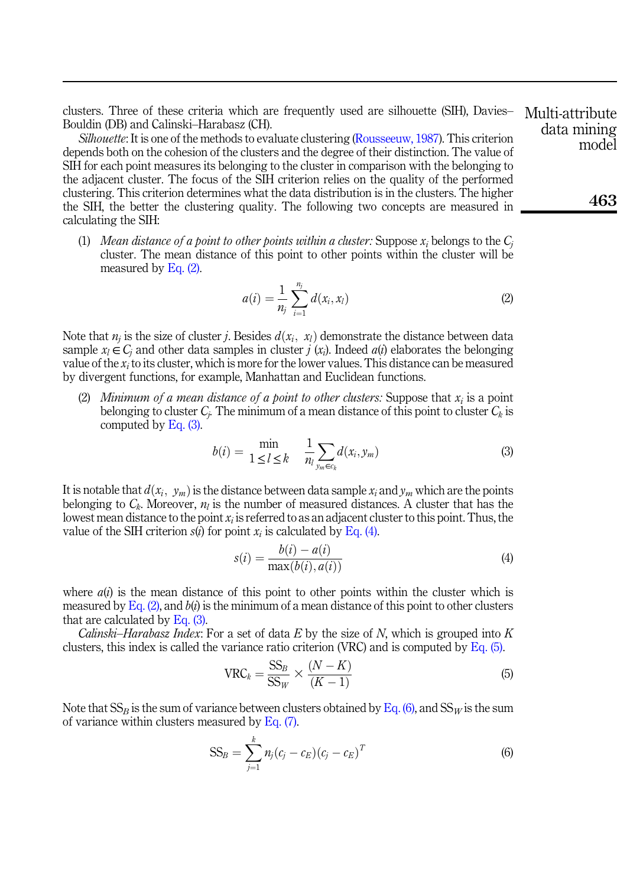clusters. Three of these criteria which are frequently used are silhouette (SIH), Davies–Bouldin (DB) and Calinski–Harabasz (CH).

*Silhouette*: It is one of the methods to evaluate clustering (Rousseeuw, 1987). This criterion depends both on the cohesion of the clusters and the degree of their distinction. The value of SIH for each point measures its belonging to the cluster in comparison with the belonging to the adjacent cluster. The focus of the SIH criterion relies on the quality of the performed clustering. This criterion determines what the data distribution is in the clusters. The higher the SIH, the better the clustering quality. The following two concepts are measured in calculating the SIH:

(1) *Mean distance of a point to other points within a cluster:* Suppose $x_i$ belongs to the $C_j$ cluster. The mean distance of this point to other points within the cluster will be measured by Eq. (2).

$$a(i) = \frac{1}{n_j} \sum_{i=1}^{n_j} d(x_i, x_l) \tag{2}$$

Note that $n_j$ is the size of cluster $j$. Besides $d(x_i,\ x_l)$ demonstrate the distance between data sample $x_l \in C_j$ and other data samples in cluster $j$ ($x_i$). Indeed $a(i)$ elaborates the belonging value of the $x_i$ to its cluster, which is more for the lower values. This distance can be measured by divergent functions, for example, Manhattan and Euclidean functions.

(2) *Minimum of a mean distance of a point to other clusters:* Suppose that $x_i$ is a point belonging to cluster $C_j$. The minimum of a mean distance of this point to cluster $C_k$ is computed by Eq. (3).

$$b(i) = \min_{1 \le l \le k} \quad \frac{1}{n_l} \sum_{y_m \in c_k} d(x_i, y_m) \tag{3}$$

It is notable that $d(x_i,\ y_m)$ is the distance between data sample $x_i$ and $y_m$ which are the points belonging to $C_k$. Moreover, $n_l$ is the number of measured distances. A cluster that has the lowest mean distance to the point $x_i$ is referred to as an adjacent cluster to this point. Thus, the value of the SIH criterion $s(i)$ for point $x_i$ is calculated by Eq. (4).

$$s(i) = \frac{b(i) - a(i)}{\max(b(i), a(i))} \tag{4}$$

where $a(i)$ is the mean distance of this point to other points within the cluster which is measured by Eq. (2), and $b(i)$ is the minimum of a mean distance of this point to other clusters that are calculated by Eq. (3).

*Calinski–Harabasz Index*: For a set of data $E$ by the size of $N$, which is grouped into $K$ clusters, this index is called the variance ratio criterion (VRC) and is computed by Eq. (5).

$$\text{VRC}_k = \frac{\text{SS}_B}{\text{SS}_W} \times \frac{(N - K)}{(K - 1)} \tag{5}$$

Note that $\text{SS}_B$ is the sum of variance between clusters obtained by Eq. (6), and $\text{SS}_W$ is the sum of variance within clusters measured by Eq. (7).

$$\text{SS}_B = \sum_{j=1}^{k} n_j (c_j - c_E)(c_j - c_E)^T \tag{6}$$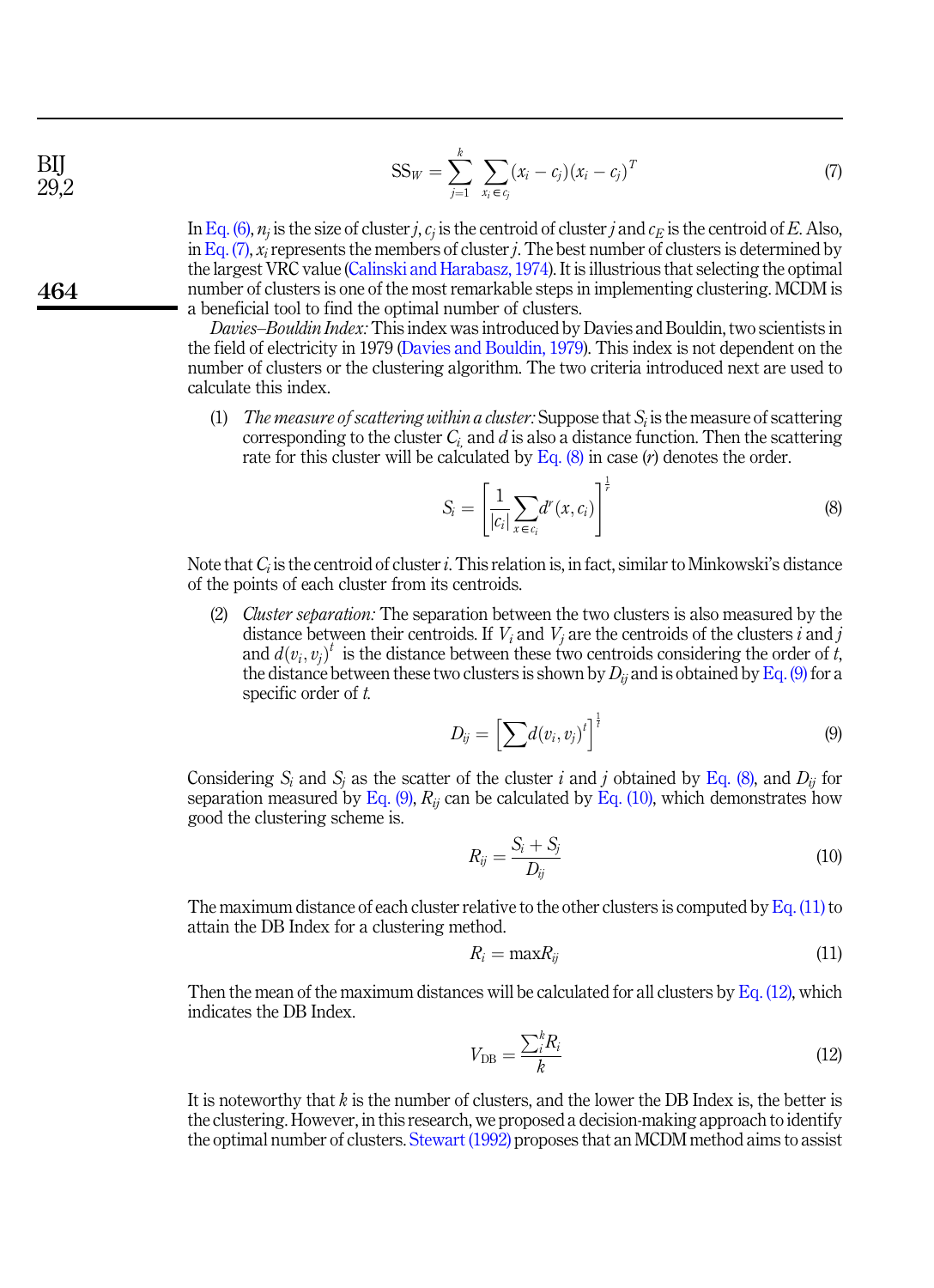$$SS_W = \sum_{j=1}^{k} \sum_{x_i \in c_j} (x_i - c_j)(x_i - c_j)^T \tag{7}$$

In Eq. (6), $n_j$ is the size of cluster $j$, $c_j$ is the centroid of cluster $j$ and $c_E$ is the centroid of $E$. Also, in Eq. (7), $x_i$ represents the members of cluster $j$. The best number of clusters is determined by the largest VRC value (Calinski and Harabasz, 1974). It is illustrious that selecting the optimal number of clusters is one of the most remarkable steps in implementing clustering. MCDM is a beneficial tool to find the optimal number of clusters.

*Davies–Bouldin Index:* This index was introduced by Davies and Bouldin, two scientists in the field of electricity in 1979 (Davies and Bouldin, 1979). This index is not dependent on the number of clusters or the clustering algorithm. The two criteria introduced next are used to calculate this index.

(1) *The measure of scattering within a cluster:* Suppose that $S_i$ is the measure of scattering corresponding to the cluster $C_i$, and $d$ is also a distance function. Then the scattering rate for this cluster will be calculated by Eq. (8) in case ($r$) denotes the order.

$$S_i = \left[ \frac{1}{|c_i|} \sum_{x \in c_i} d^r(x, c_i) \right]^{\frac{1}{r}} \tag{8}$$

Note that $C_i$ is the centroid of cluster $i$. This relation is, in fact, similar to Minkowski's distance of the points of each cluster from its centroids.

(2) *Cluster separation:* The separation between the two clusters is also measured by the distance between their centroids. If $V_i$ and $V_j$ are the centroids of the clusters $i$ and $j$ and $d(v_i, v_j)^t$ is the distance between these two centroids considering the order of $t$, the distance between these two clusters is shown by $D_{ij}$ and is obtained by Eq. (9) for a specific order of $t$.

$$D_{ij} = \left[ \sum d(v_i, v_j)^t \right]^{\frac{1}{t}} \tag{9}$$

Considering $S_i$ and $S_j$ as the scatter of the cluster $i$ and $j$ obtained by Eq. (8), and $D_{ij}$ for separation measured by Eq. (9), $R_{ij}$ can be calculated by Eq. (10), which demonstrates how good the clustering scheme is.

$$R_{ij} = \frac{S_i + S_j}{D_{ij}} \tag{10}$$

The maximum distance of each cluster relative to the other clusters is computed by Eq. (11) to attain the DB Index for a clustering method.

$$R_i = \max R_{ij} \tag{11}$$

Then the mean of the maximum distances will be calculated for all clusters by Eq. (12), which indicates the DB Index.

$$V_{DB} = \frac{\sum_i^k R_i}{k} \tag{12}$$

It is noteworthy that $k$ is the number of clusters, and the lower the DB Index is, the better is the clustering. However, in this research, we proposed a decision-making approach to identify the optimal number of clusters. Stewart (1992) proposes that an MCDM method aims to assist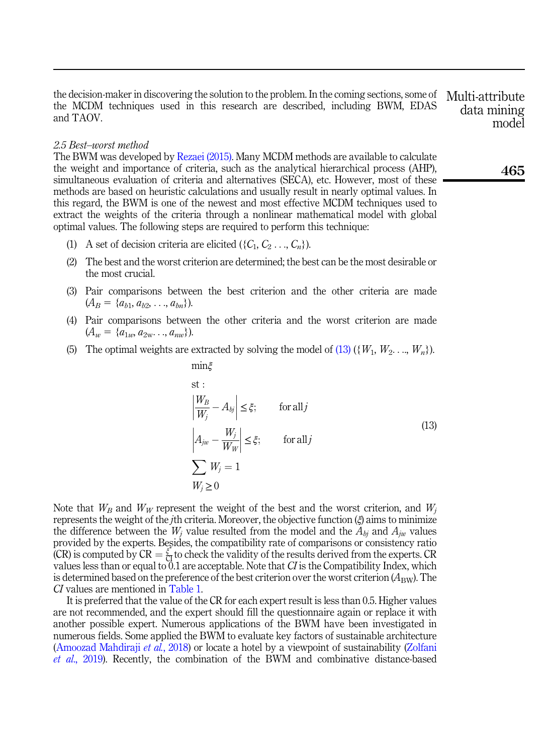the decision-maker in discovering the solution to the problem. In the coming sections, some of the MCDM techniques used in this research are described, including BWM, EDAS and TAOV.

### *2.5 Best–worst method*

The BWM was developed by Rezaei (2015). Many MCDM methods are available to calculate the weight and importance of criteria, such as the analytical hierarchical process (AHP), simultaneous evaluation of criteria and alternatives (SECA), etc. However, most of these methods are based on heuristic calculations and usually result in nearly optimal values. In this regard, the BWM is one of the newest and most effective MCDM techniques used to extract the weights of the criteria through a nonlinear mathematical model with global optimal values. The following steps are required to perform this technique:

1. A set of decision criteria are elicited ($\{C_1, C_2 \ldots, C_n\}$).
2. The best and the worst criterion are determined; the best can be the most desirable or the most crucial.
3. Pair comparisons between the best criterion and the other criteria are made ($A_B = \{a_{b1}, a_{b2}, \ldots, a_{bn}\}$).
4. Pair comparisons between the other criteria and the worst criterion are made ($A_w = \{a_{1w}, a_{2w} \ldots, a_{nw}\}$).
5. The optimal weights are extracted by solving the model of (13) ($\{W_1, W_2 \ldots, W_n\}$).

$$
\begin{aligned}
&\min \xi \\
&\text{st}: \\
&\left|\frac{W_B}{W_j} - A_{bj}\right| \leq \xi; \qquad \text{for all } j \\
&\left|A_{jw} - \frac{W_j}{W_W}\right| \leq \xi; \qquad \text{for all } j \\
&\sum W_j = 1 \\
&W_j \geq 0
\end{aligned}
\tag{13}
$$

Note that $W_B$ and $W_W$ represent the weight of the best and the worst criterion, and $W_j$ represents the weight of the $j$th criteria. Moreover, the objective function ($\xi$) aims to minimize the difference between the $W_j$ value resulted from the model and the $A_{bj}$ and $A_{jw}$ values provided by the experts. Besides, the compatibility rate of comparisons or consistency ratio (CR) is computed by $\text{CR} = \frac{\xi^*}{\text{CI}}$ to check the validity of the results derived from the experts. CR values less than or equal to 0.1 are acceptable. Note that *CI* is the Compatibility Index, which is determined based on the preference of the best criterion over the worst criterion ($A_{\text{BW}}$). The *CI* values are mentioned in Table 1.

It is preferred that the value of the CR for each expert result is less than 0.5. Higher values are not recommended, and the expert should fill the questionnaire again or replace it with another possible expert. Numerous applications of the BWM have been investigated in numerous fields. Some applied the BWM to evaluate key factors of sustainable architecture (Amoozad Mahdiraji *et al.*, 2018) or locate a hotel by a viewpoint of sustainability (Zolfani *et al.*, 2019). Recently, the combination of the BWM and combinative distance-based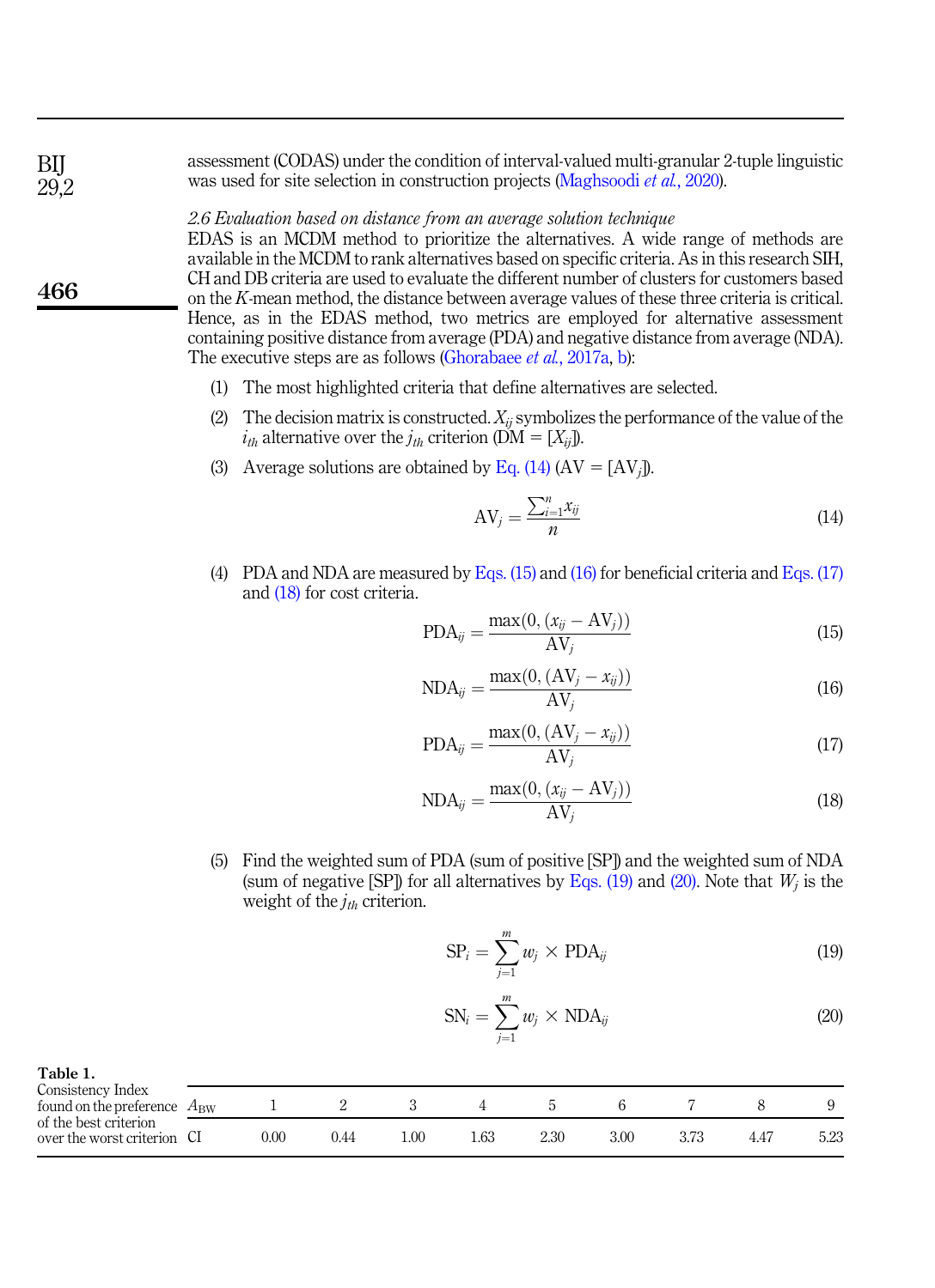assessment (CODAS) under the condition of interval-valued multi-granular 2-tuple linguistic was used for site selection in construction projects (Maghsoodi *et al.*, 2020).

### *2.6 Evaluation based on distance from an average solution technique*

EDAS is an MCDM method to prioritize the alternatives. A wide range of methods are available in the MCDM to rank alternatives based on specific criteria. As in this research SIH, CH and DB criteria are used to evaluate the different number of clusters for customers based on the *K*-mean method, the distance between average values of these three criteria is critical. Hence, as in the EDAS method, two metrics are employed for alternative assessment containing positive distance from average (PDA) and negative distance from average (NDA). The executive steps are as follows (Ghorabaee *et al.*, 2017a, b):

(1) The most highlighted criteria that define alternatives are selected.

(2) The decision matrix is constructed. $X_{ij}$ symbolizes the performance of the value of the $i_{th}$ alternative over the $j_{th}$ criterion (DM = $[X_{ij}]$).

(3) Average solutions are obtained by Eq. (14) (AV = $[\mathrm{AV}_j]$).

$$\mathrm{AV}_j = \frac{\sum_{i=1}^{n} x_{ij}}{n} \tag{14}$$

(4) PDA and NDA are measured by Eqs. (15) and (16) for beneficial criteria and Eqs. (17) and (18) for cost criteria.

$$\mathrm{PDA}_{ij} = \frac{\max(0, (x_{ij} - \mathrm{AV}_j))}{\mathrm{AV}_j} \tag{15}$$

$$\mathrm{NDA}_{ij} = \frac{\max(0, (\mathrm{AV}_j - x_{ij}))}{\mathrm{AV}_j} \tag{16}$$

$$\mathrm{PDA}_{ij} = \frac{\max(0, (\mathrm{AV}_j - x_{ij}))}{\mathrm{AV}_j} \tag{17}$$

$$\mathrm{NDA}_{ij} = \frac{\max(0, (x_{ij} - \mathrm{AV}_j))}{\mathrm{AV}_j} \tag{18}$$

(5) Find the weighted sum of PDA (sum of positive [SP]) and the weighted sum of NDA (sum of negative [SP]) for all alternatives by Eqs. (19) and (20). Note that $W_j$ is the weight of the $j_{th}$ criterion.

$$\mathrm{SP}_i = \sum_{j=1}^{m} w_j \times \mathrm{PDA}_{ij} \tag{19}$$

$$\mathrm{SN}_i = \sum_{j=1}^{m} w_j \times \mathrm{NDA}_{ij} \tag{20}$$

**Table 1.** Consistency Index found on the preference of the best criterion over the worst criterion

| $A_{\mathrm{BW}}$ | 1 | 2 | 3 | 4 | 5 | 6 | 7 | 8 | 9 |
|---|---|---|---|---|---|---|---|---|---|
| CI | 0.00 | 0.44 | 1.00 | 1.63 | 2.30 | 3.00 | 3.73 | 4.47 | 5.23 |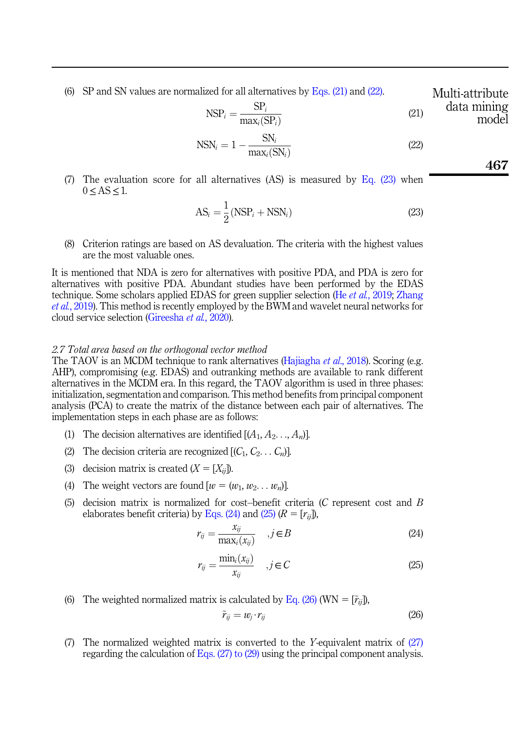(6) SP and SN values are normalized for all alternatives by Eqs. (21) and (22).

$$\mathrm{NSP}_i = \frac{\mathrm{SP}_i}{\max_i(\mathrm{SP}_i)} \tag{21}$$

$$\mathrm{NSN}_i = 1 - \frac{\mathrm{SN}_i}{\max_i(\mathrm{SN}_i)} \tag{22}$$

(7) The evaluation score for all alternatives (AS) is measured by Eq. (23) when $0 \leq \mathrm{AS} \leq 1$.

$$\mathrm{AS}_i = \frac{1}{2}(\mathrm{NSP}_i + \mathrm{NSN}_i) \tag{23}$$

(8) Criterion ratings are based on AS devaluation. The criteria with the highest values are the most valuable ones.

It is mentioned that NDA is zero for alternatives with positive PDA, and PDA is zero for alternatives with positive PDA. Abundant studies have been performed by the EDAS technique. Some scholars applied EDAS for green supplier selection (He *et al.*, 2019; Zhang *et al.*, 2019). This method is recently employed by the BWM and wavelet neural networks for cloud service selection (Gireesha *et al.*, 2020).

### *2.7 Total area based on the orthogonal vector method*

The TAOV is an MCDM technique to rank alternatives (Hajiagha *et al.*, 2018). Scoring (e.g. AHP), compromising (e.g. EDAS) and outranking methods are available to rank different alternatives in the MCDM era. In this regard, the TAOV algorithm is used in three phases: initialization, segmentation and comparison. This method benefits from principal component analysis (PCA) to create the matrix of the distance between each pair of alternatives. The implementation steps in each phase are as follows:

(1) The decision alternatives are identified [$(A_1, A_2 \ldots, A_n)$].

(2) The decision criteria are recognized [$(C_1, C_2 \ldots C_n)$].

(3) decision matrix is created ($X = [X_{ij}]$).

(4) The weight vectors are found [$w = (w_1, w_2 \ldots w_n)$].

(5) decision matrix is normalized for cost–benefit criteria ($C$ represent cost and $B$ elaborates benefit criteria) by Eqs. (24) and (25) ($R = [r_{ij}]$),

$$r_{ij} = \frac{x_{ij}}{\max_i(x_{ij})} \quad , j \in B \tag{24}$$

$$r_{ij} = \frac{\min_i(x_{ij})}{x_{ij}} \quad , j \in C \tag{25}$$

(6) The weighted normalized matrix is calculated by Eq. (26) ($\mathrm{WN} = [\tilde{r}_{ij}]$),

$$\tilde{r}_{ij} = w_j \cdot r_{ij} \tag{26}$$

(7) The normalized weighted matrix is converted to the $Y$-equivalent matrix of (27) regarding the calculation of Eqs. (27) to (29) using the principal component analysis.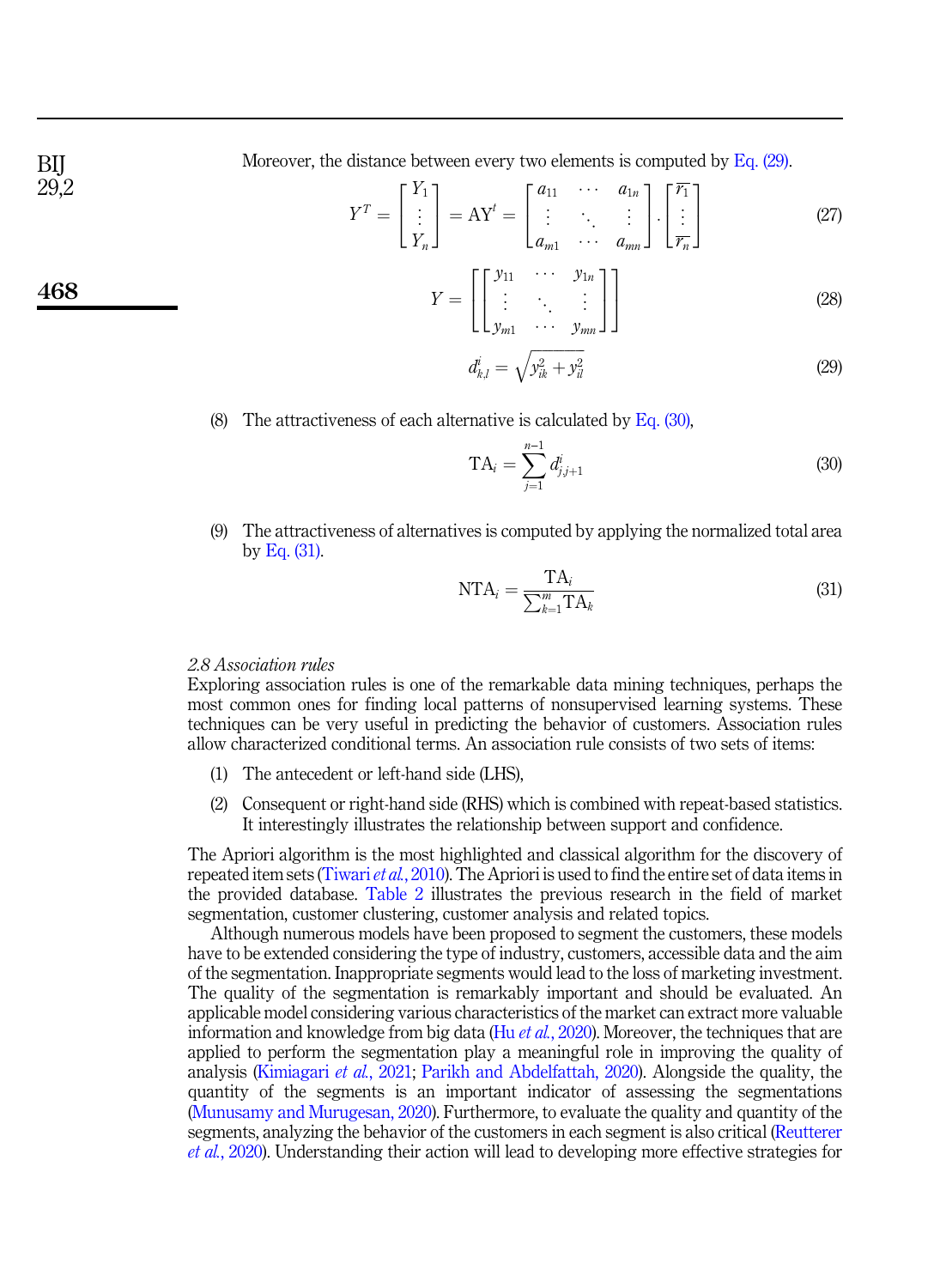Moreover, the distance between every two elements is computed by Eq. (29).

$$Y^T = \begin{bmatrix} Y_1 \\ \vdots \\ Y_n \end{bmatrix} = \mathrm{AY}^t = \begin{bmatrix} a_{11} & \cdots & a_{1n} \\ \vdots & \ddots & \vdots \\ a_{m1} & \cdots & a_{mn} \end{bmatrix} \cdot \begin{bmatrix} \overline{r_1} \\ \vdots \\ \overline{r_n} \end{bmatrix} \tag{27}$$

$$Y = \left[ \begin{bmatrix} y_{11} & \cdots & y_{1n} \\ \vdots & \ddots & \vdots \\ y_{m1} & \cdots & y_{mn} \end{bmatrix} \right] \tag{28}$$

$$d_{k,l}^i = \sqrt{y_{ik}^2 + y_{il}^2} \tag{29}$$

(8) The attractiveness of each alternative is calculated by Eq. (30),

$$\mathrm{TA}_i = \sum_{j=1}^{n-1} d_{j,j+1}^i \tag{30}$$

(9) The attractiveness of alternatives is computed by applying the normalized total area by Eq. (31).

$$\mathrm{NTA}_i = \frac{\mathrm{TA}_i}{\sum_{k=1}^{m} \mathrm{TA}_k} \tag{31}$$

### 2.8 Association rules

Exploring association rules is one of the remarkable data mining techniques, perhaps the most common ones for finding local patterns of nonsupervised learning systems. These techniques can be very useful in predicting the behavior of customers. Association rules allow characterized conditional terms. An association rule consists of two sets of items:

(1) The antecedent or left-hand side (LHS),

(2) Consequent or right-hand side (RHS) which is combined with repeat-based statistics. It interestingly illustrates the relationship between support and confidence.

The Apriori algorithm is the most highlighted and classical algorithm for the discovery of repeated item sets (Tiwari *et al.*, 2010). The Apriori is used to find the entire set of data items in the provided database. Table 2 illustrates the previous research in the field of market segmentation, customer clustering, customer analysis and related topics.

Although numerous models have been proposed to segment the customers, these models have to be extended considering the type of industry, customers, accessible data and the aim of the segmentation. Inappropriate segments would lead to the loss of marketing investment. The quality of the segmentation is remarkably important and should be evaluated. An applicable model considering various characteristics of the market can extract more valuable information and knowledge from big data (Hu *et al.*, 2020). Moreover, the techniques that are applied to perform the segmentation play a meaningful role in improving the quality of analysis (Kimiagari *et al.*, 2021; Parikh and Abdelfattah, 2020). Alongside the quality, the quantity of the segments is an important indicator of assessing the segmentations (Munusamy and Murugesan, 2020). Furthermore, to evaluate the quality and quantity of the segments, analyzing the behavior of the customers in each segment is also critical (Reutterer *et al.*, 2020). Understanding their action will lead to developing more effective strategies for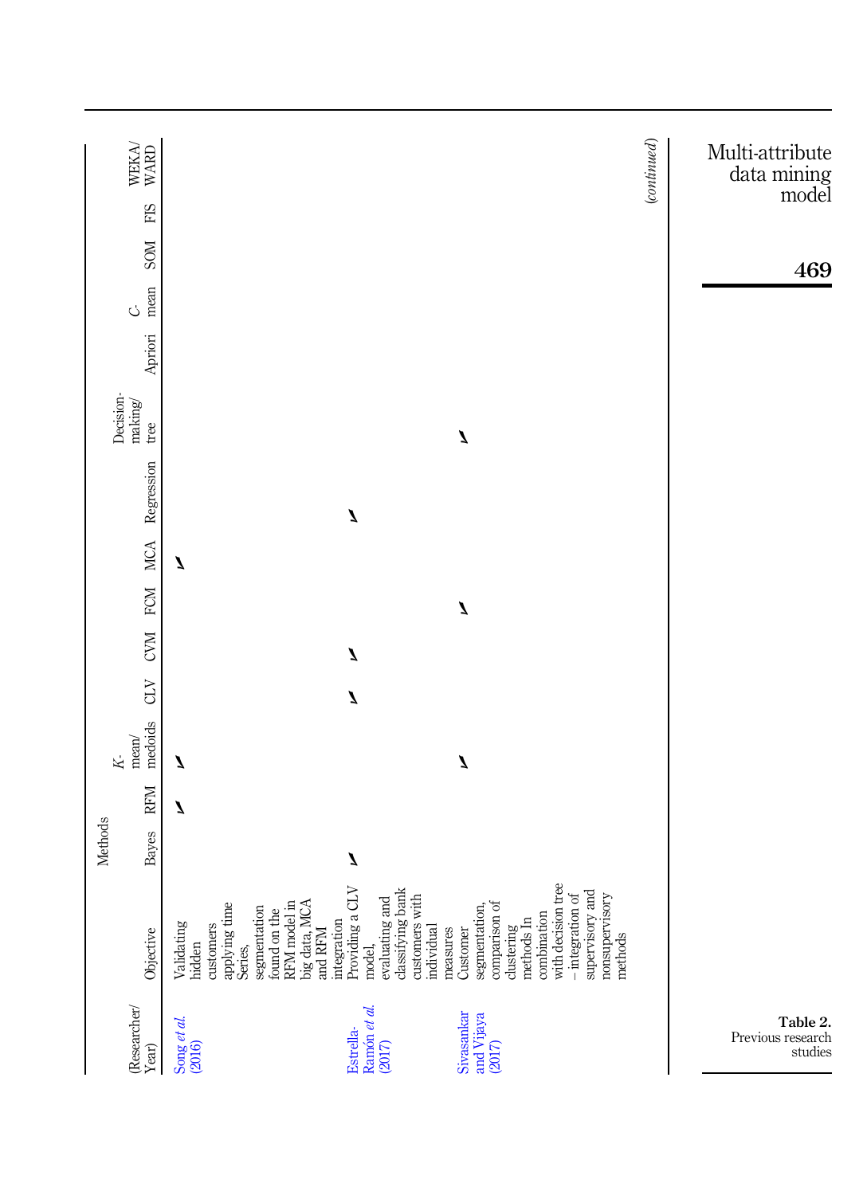| (Researcher/Year) | Objective | Methods | | | | | | | | | | | | | |
|---|---|---|---|---|---|---|---|---|---|---|---|---|---|---|---|
| | | Bayes | RFM | *K*-mean/medoids | CLV | CVM | FCM | MCA | Regression | Decision-making/tree | Apriori | *C*-mean | SOM | FIS | WEKA/WARD |
| Song *et al.* (2016) | Validating hidden customers applying time Series, segmentation found on the RFM model in big data, MCA and RFM integration | | ✓ | ✓ | | | | ✓ | | | | | | | |
| Estrella-Ramón *et al.* (2017) | Providing a CLV model, evaluating and classifying bank customers with individual measures | ✓ | | | ✓ | ✓ | | | ✓ | | | | | | |
| Sivasankar and Vijaya (2017) | Customer segmentation, comparison of clustering methods In combination with decision tree – integration of supervisory and nonsupervisory methods | | | ✓ | | | ✓ | | | ✓ | | | | | |

*(continued)*

**Table 2.** Previous research studies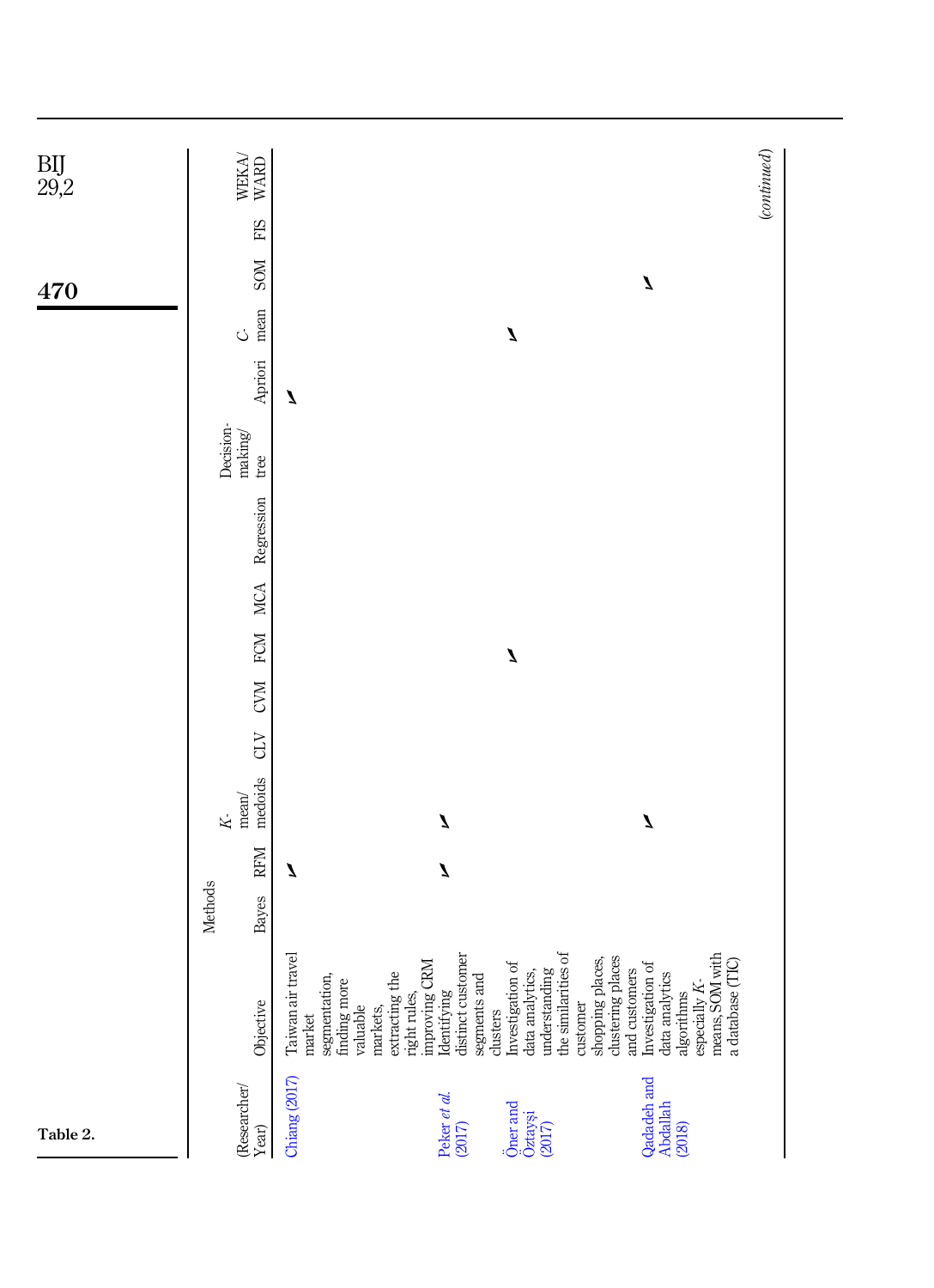**Table 2.**

| (Researcher/ Year) | Objective | Methods Bayes | RFM | *K*-mean/ medoids | CLV | CVM | FCM | MCA | Regression | Decision-making/ tree | Apriori | *C*-mean | SOM | FIS | WEKA/ WARD |
|---|---|---|---|---|---|---|---|---|---|---|---|---|---|---|---|
| Chiang (2017) | Taiwan air travel market segmentation, finding more valuable markets, extracting the right rules, improving CRM | | ✓ | | | | | | | | ✓ | | | | |
| Peker *et al.* (2017) | Identifying distinct customer segments and clusters | | ✓ | ✓ | | | | | | | | | | | |
| Öner and Öztayşi (2017) | Investigation of data analytics, understanding the similarities of customer shopping places, clustering places and customers | | | | | | ✓ | | | | | ✓ | | | |
| Qadadeh and Abdallah (2018) | Investigation of data analytics algorithms especially *K*-means, SOM with a database (TIC) | | | ✓ | | | | | | | | | ✓ | | |

(*continued*)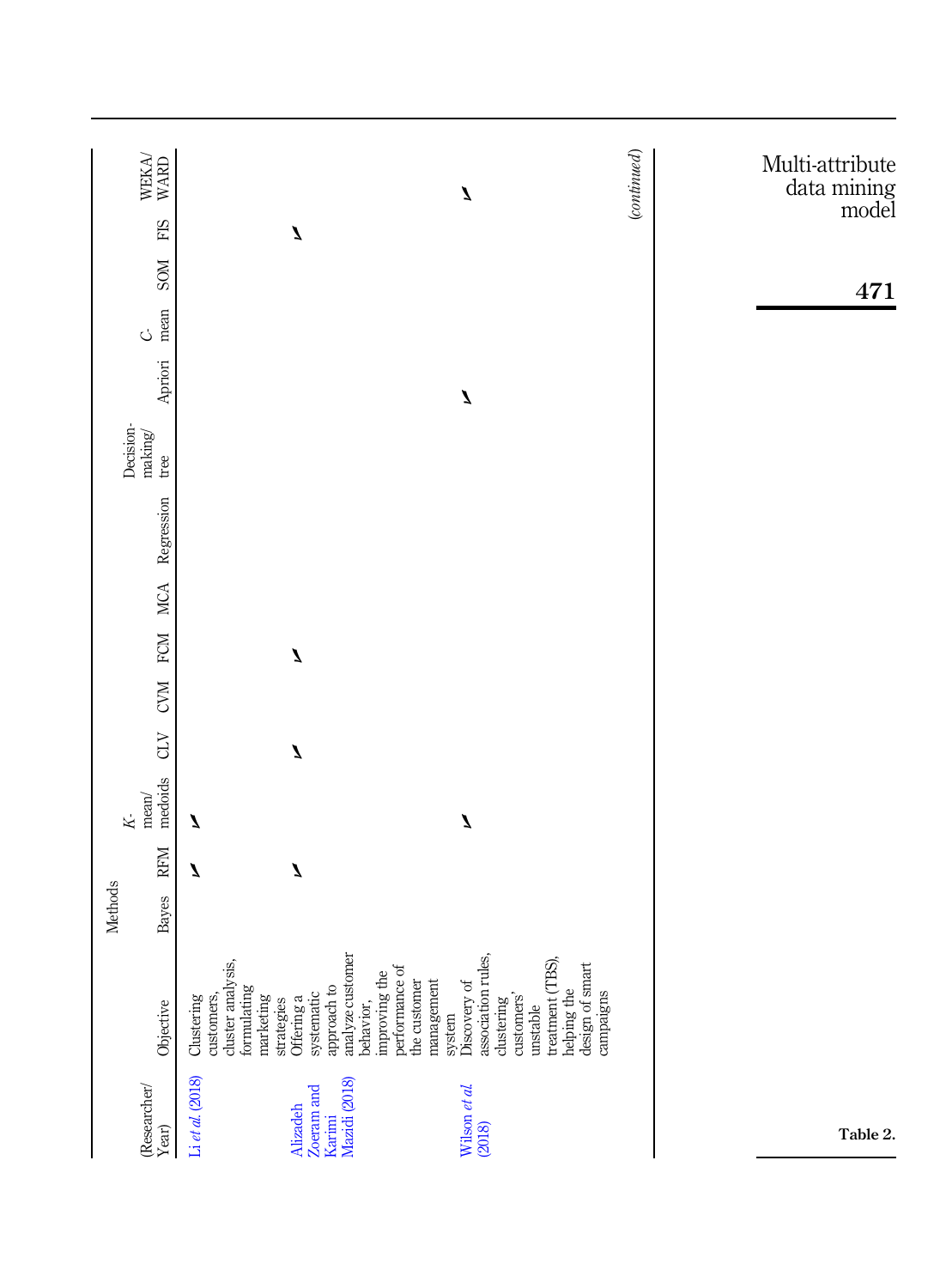**Table 2.**

| (Researcher/Year) | Objective | Methods | | | | | | | | | | | | | |
|---|---|---|---|---|---|---|---|---|---|---|---|---|---|---|---|
| | | Bayes | RFM | *K*-mean/medoids | CLV | CVM | FCM | MCA | Regression | Decision-making/tree | Apriori | *C*-mean | SOM | FIS | WEKA/WARD |
| Li *et al.* (2018) | Clustering customers, cluster analysis, formulating marketing strategies | | ✓ | ✓ | | | | | | | | | | | |
| Alizadeh Zoeram and Karimi Mazidi (2018) | Offering a systematic approach to analyze customer behavior, improving the performance of the customer management system | | ✓ | | ✓ | | ✓ | | | | | | | ✓ | |
| Wilson *et al.* (2018) | Discovery of association rules, clustering customers' unstable treatment (TBS), helping the design of smart campaigns | | | ✓ | | | | | | | ✓ | | | | ✓ |

*(continued)*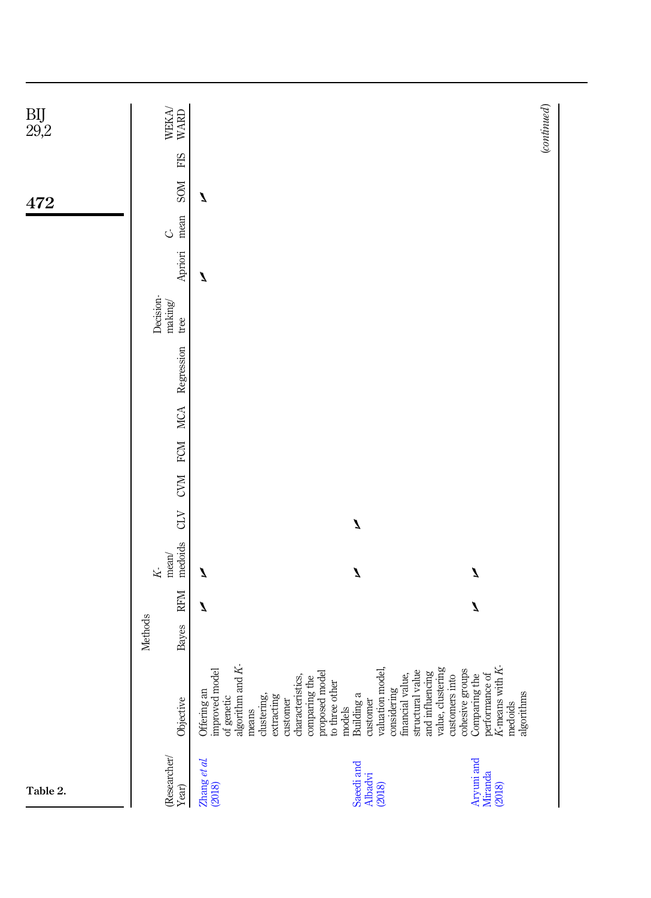**Table 2.**

| (Researcher/ Year) | Objective | Methods | | | | | | | | | | | | | |
|---|---|---|---|---|---|---|---|---|---|---|---|---|---|---|---|
| | | Bayes | RFM | K-mean/ medoids | CLV | CVM | FCM | MCA | Regression | Decision-making/ tree | Apriori | C-mean | SOM | FIS | WEKA/ WARD |
| Zhang *et al.* (2018) | Offering an improved model of genetic algorithm and K-means clustering, extracting customer characteristics, comparing the proposed model to three other models | | ✓ | ✓ | | | | | | | ✓ | | ✓ | | |
| Saeedi and Albadvi (2018) | Building a customer valuation model, considering financial value, structural value and influencing value, clustering customers into cohesive groups | | | ✓ | ✓ | | | | | | | | | | |
| Aryuni and Miranda (2018) | Comparing the performance of K-means with K-medoids algorithms | | ✓ | ✓ | | | | | | | | | | | |

*(continued)*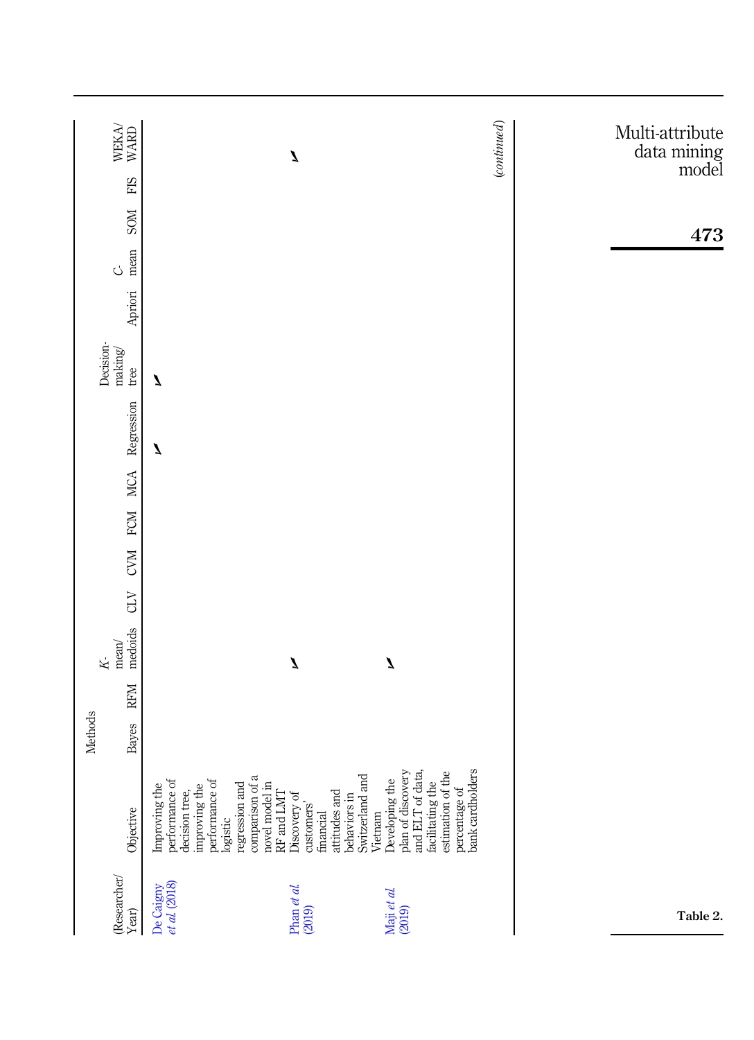| (Researcher/Year) | Objective | Methods | | | | | | | | | | | | | | |
|---|---|---|---|---|---|---|---|---|---|---|---|---|---|---|---|---|
| | | Bayes | RFM | *K*-mean/medoids | CLV | CVM | FCM | MCA | Regression | Decision-making/tree | Apriori | *C*-mean | SOM | FIS | WEKA/WARD |
| De Caigny *et al.* (2018) | Improving the performance of decision tree, improving the performance of logistic regression and comparison of a novel model in RF and LMT | | | | | | | | ✓ | ✓ | | | | | |
| Phan *et al.* (2019) | Discovery of customers' financial attitudes and behaviors in Switzerland and Vietnam | | | ✓ | | | | | | | | | | | ✓ |
| Maji *et al.* (2019) | Developing the plan of discovery and ELT of data, facilitating the estimation of the percentage of bank cardholders | | | ✓ | | | | | | | | | | | |

(*continued*)

Table 2.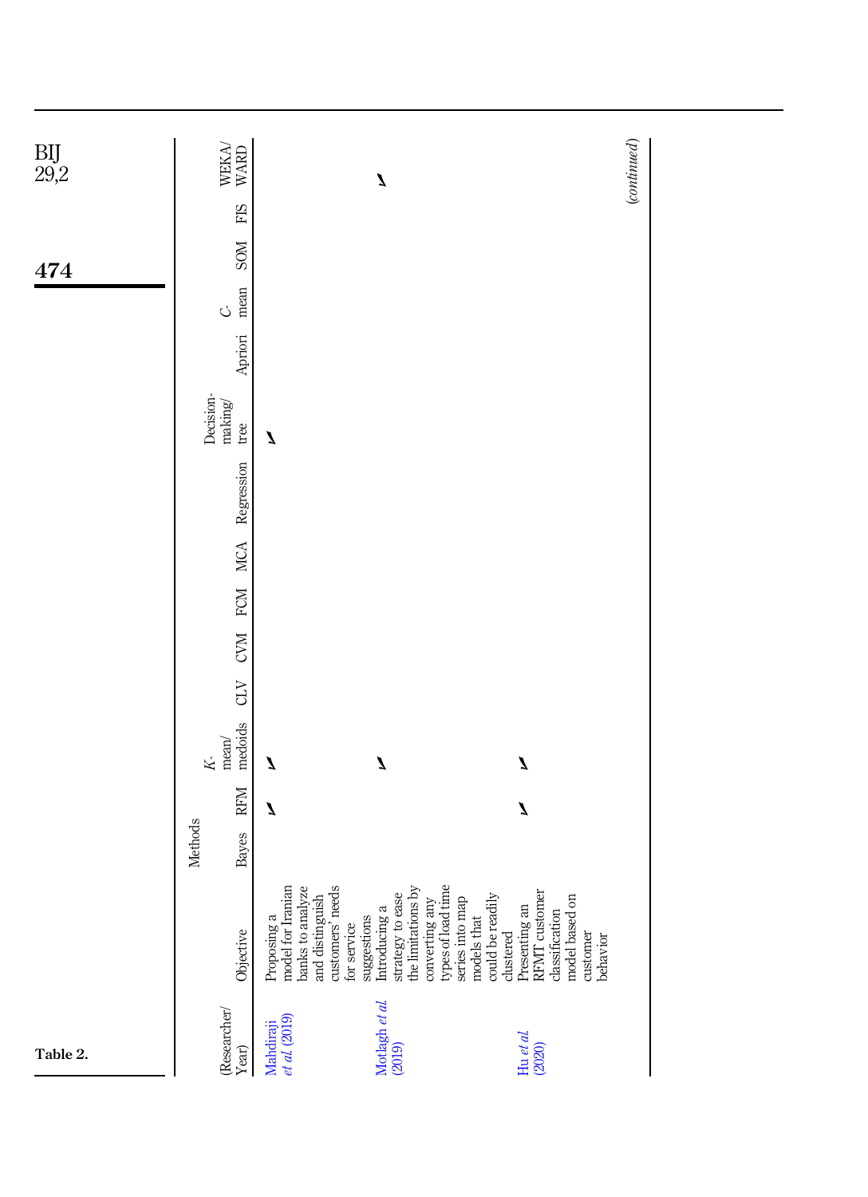Table 2.

| (Researcher/Year) | Objective | Methods | | | | | | | | | | | | | | |
|---|---|---|---|---|---|---|---|---|---|---|---|---|---|---|---|---|
| | | Bayes | RFM | K-mean/medoids | CLV | CVM | FCM | MCA | Regression | Decision-making/tree | Apriori | C-mean | SOM | FIS | WEKA/WARD |
| Mahdiraji *et al.* (2019) | Proposing a model for Iranian banks to analyze and distinguish customers' needs for service suggestions | | ✓ | ✓ | | | | | | ✓ | | | | | |
| Motlagh *et al.* (2019) | Introducing a strategy to ease the limitations by converting any types of load time series into map models that could be readily clustered | | | ✓ | | | | | | | | | | | ✓ |
| Hu *et al.* (2020) | Presenting an RFMT customer classification model based on customer behavior | | ✓ | ✓ | | | | | | | | | | | |

*(continued)*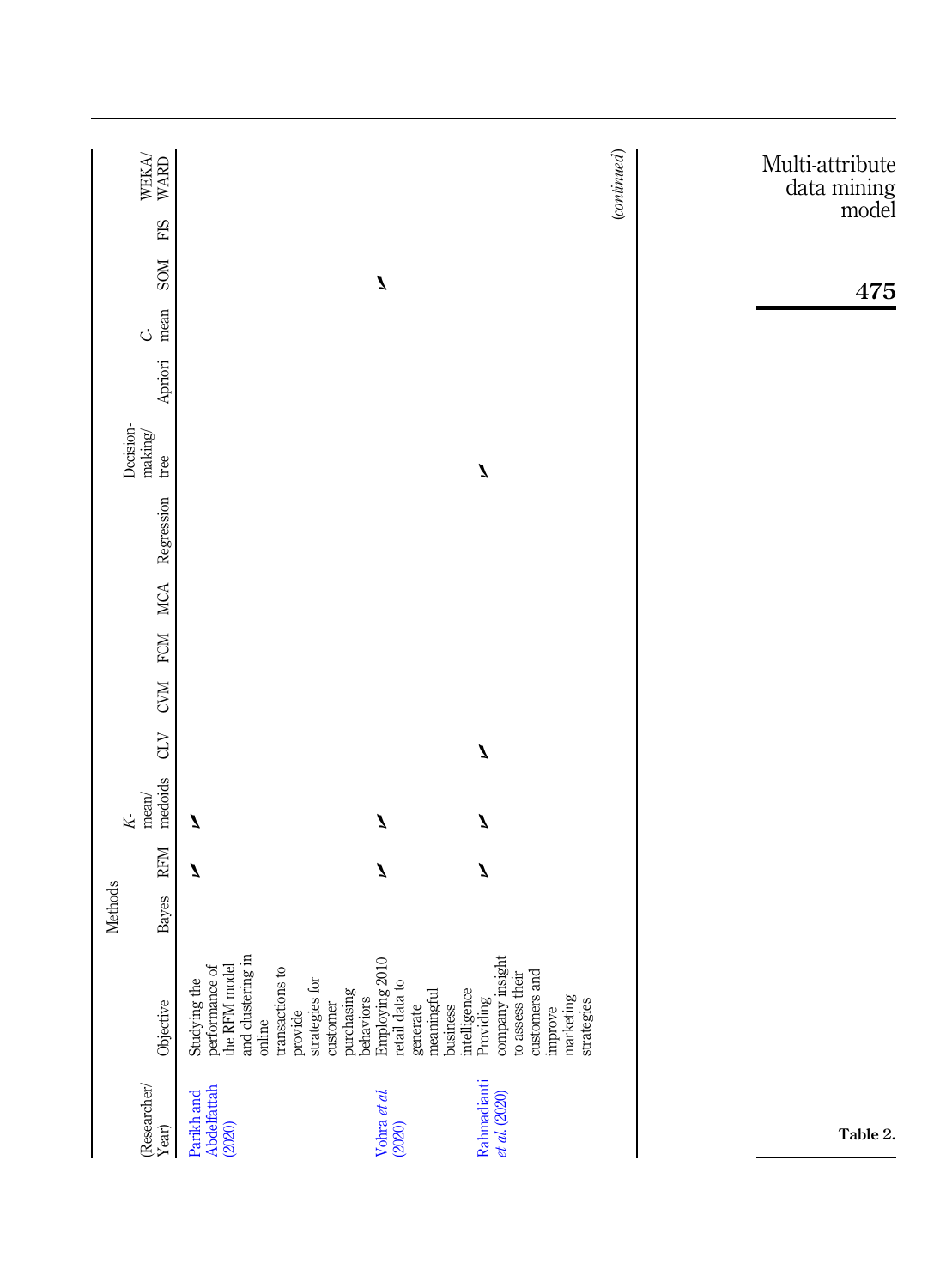| (Researcher/Year) | Objective | Methods | | | | | | | | | | | | | |
|---|---|---|---|---|---|---|---|---|---|---|---|---|---|---|---|
| | | Bayes | RFM | *K*-mean/medoids | CLV | CVM | FCM | MCA | Regression | Decision-making/tree | Apriori | *C*-mean | SOM | FIS | WEKA/WARD |
| Parikh and Abdelfattah (2020) | Studying the performance of the RFM model and clustering in online transactions to provide strategies for customer purchasing behaviors | | ✓ | ✓ | | | | | | | | | | | |
| Vohra *et al.* (2020) | Employing 2010 retail data to generate meaningful business intelligence | | ✓ | ✓ | | | | | | | | | ✓ | | |
| Rahmadianti *et al.* (2020) | Providing company insight to assess their customers and improve marketing strategies | | ✓ | ✓ | ✓ | | | | | ✓ | | | | | |

(*continued*)

**Table 2.**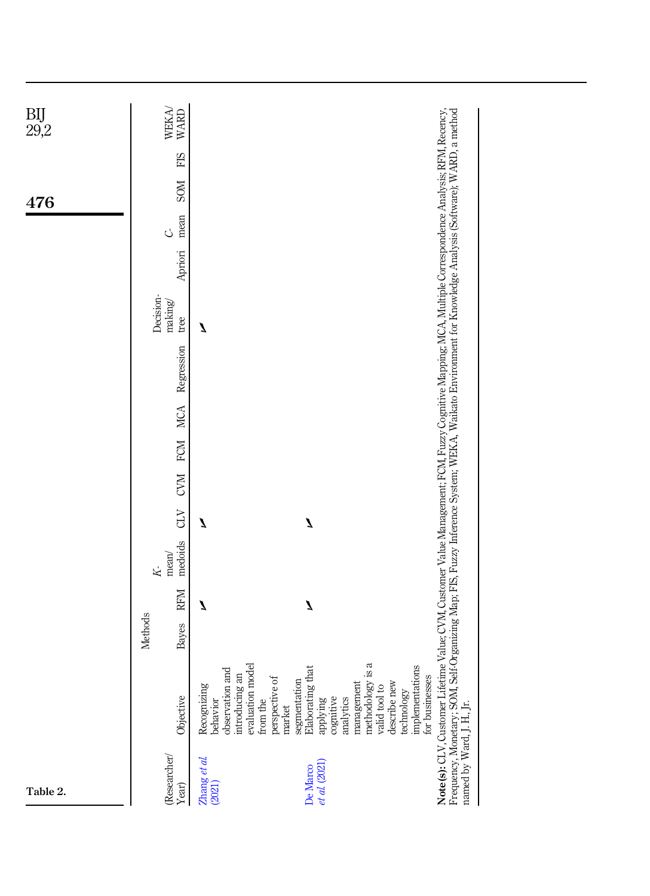Table 2.

| (Researcher/Year) | Objective | Methods | | | | | | | | | | | | | | |
|---|---|---|---|---|---|---|---|---|---|---|---|---|---|---|---|---|
| | | Bayes | RFM | K-mean/medoids | CLV | CVM | FCM | MCA | Regression | Decision-making/tree | Apriori | C-mean | SOM | FIS | WEKA/WARD |
| Zhang *et al.* (2021) | Recognizing behavior observation and introducing an evaluation model from the perspective of market segmentation | | ✓ | | ✓ | | | | | ✓ | | | | | |
| De Marco *et al.* (2021) | Elaborating that applying cognitive analytics management methodology is a valid tool to describe new technology implementations for businesses | | ✓ | | ✓ | | | | | | | | | | |

**Note(s):** CLV, Customer Lifetime Value; CVM, Customer Value Management; FCM, Fuzzy Cognitive Mapping; MCA, Multiple Correspondence Analysis; RFM, Recency, Frequency, Monetary; SOM, Self-Organizing Map; FIS, Fuzzy Inference System; WEKA, Waikato Environment for Knowledge Analysis (Software); WARD, a method named by Ward, J. H., Jr.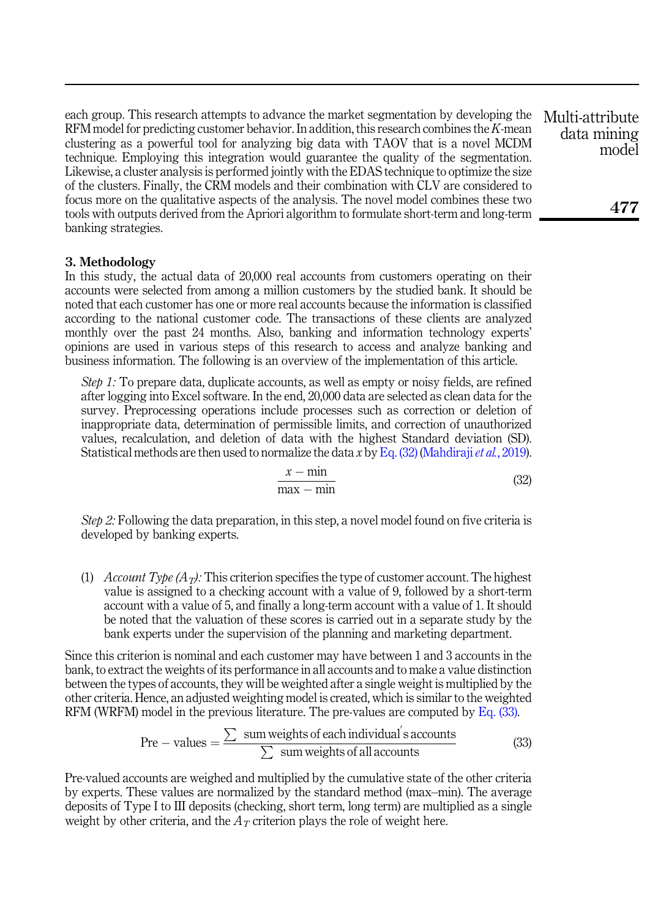each group. This research attempts to advance the market segmentation by developing the RFM model for predicting customer behavior. In addition, this research combines the $K$-mean clustering as a powerful tool for analyzing big data with TAOV that is a novel MCDM technique. Employing this integration would guarantee the quality of the segmentation. Likewise, a cluster analysis is performed jointly with the EDAS technique to optimize the size of the clusters. Finally, the CRM models and their combination with CLV are considered to focus more on the qualitative aspects of the analysis. The novel model combines these two tools with outputs derived from the Apriori algorithm to formulate short-term and long-term banking strategies.

### 3. Methodology

In this study, the actual data of 20,000 real accounts from customers operating on their accounts were selected from among a million customers by the studied bank. It should be noted that each customer has one or more real accounts because the information is classified according to the national customer code. The transactions of these clients are analyzed monthly over the past 24 months. Also, banking and information technology experts' opinions are used in various steps of this research to access and analyze banking and business information. The following is an overview of the implementation of this article.

*Step 1:* To prepare data, duplicate accounts, as well as empty or noisy fields, are refined after logging into Excel software. In the end, 20,000 data are selected as clean data for the survey. Preprocessing operations include processes such as correction or deletion of inappropriate data, determination of permissible limits, and correction of unauthorized values, recalculation, and deletion of data with the highest Standard deviation (SD). Statistical methods are then used to normalize the data $x$ by Eq. (32) (Mahdiraji *et al.*, 2019).

$$\frac{x - \min}{\max - \min} \tag{32}$$

*Step 2:* Following the data preparation, in this step, a novel model found on five criteria is developed by banking experts.

(1) *Account Type ($A_T$):* This criterion specifies the type of customer account. The highest value is assigned to a checking account with a value of 9, followed by a short-term account with a value of 5, and finally a long-term account with a value of 1. It should be noted that the valuation of these scores is carried out in a separate study by the bank experts under the supervision of the planning and marketing department.

Since this criterion is nominal and each customer may have between 1 and 3 accounts in the bank, to extract the weights of its performance in all accounts and to make a value distinction between the types of accounts, they will be weighted after a single weight is multiplied by the other criteria. Hence, an adjusted weighting model is created, which is similar to the weighted RFM (WRFM) model in the previous literature. The pre-values are computed by Eq. (33).

$$\text{Pre} - \text{values} = \frac{\sum \ \text{sum weights of each individual's accounts}}{\sum \ \text{sum weights of all accounts}} \tag{33}$$

Pre-valued accounts are weighed and multiplied by the cumulative state of the other criteria by experts. These values are normalized by the standard method (max–min). The average deposits of Type I to III deposits (checking, short term, long term) are multiplied as a single weight by other criteria, and the $A_T$ criterion plays the role of weight here.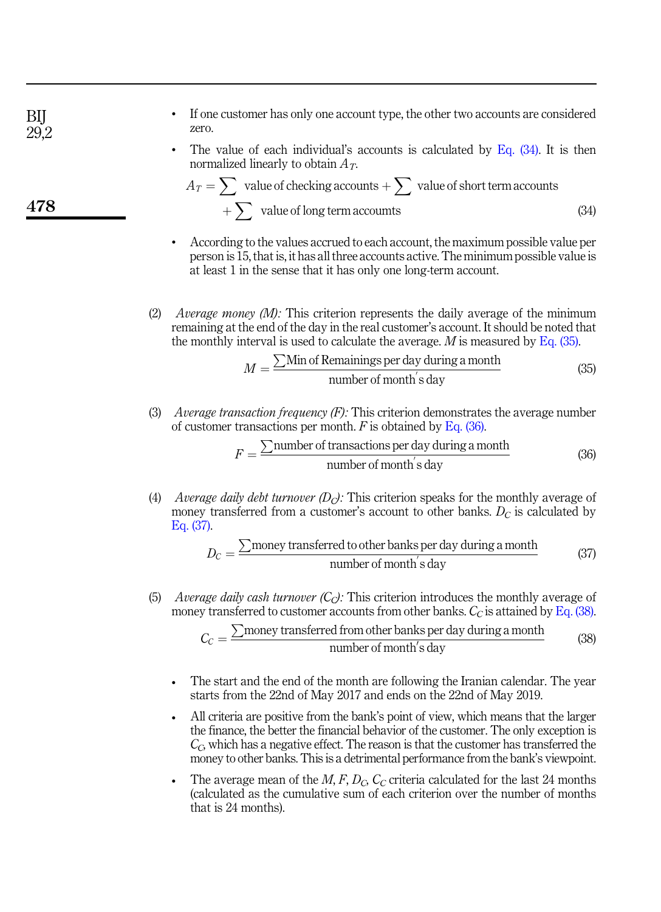- If one customer has only one account type, the other two accounts are considered zero.
- The value of each individual's accounts is calculated by Eq. (34). It is then normalized linearly to obtain $A_T$.

$$A_T = \sum \text{ value of checking accounts} + \sum \text{ value of short term accounts} + \sum \text{ value of long term accumts} \tag{34}$$

- According to the values accrued to each account, the maximum possible value per person is 15, that is, it has all three accounts active. The minimum possible value is at least 1 in the sense that it has only one long-term account.

(2) *Average money (M):* This criterion represents the daily average of the minimum remaining at the end of the day in the real customer's account. It should be noted that the monthly interval is used to calculate the average. $M$ is measured by Eq. (35).

$$M = \frac{\sum \text{Min of Remainings per day during a month}}{\text{number of month}'\text{s day}} \tag{35}$$

(3) *Average transaction frequency (F):* This criterion demonstrates the average number of customer transactions per month. $F$ is obtained by Eq. (36).

$$F = \frac{\sum \text{number of transactions per day during a month}}{\text{number of month}'\text{s day}} \tag{36}$$

(4) *Average daily debt turnover ($D_C$):* This criterion speaks for the monthly average of money transferred from a customer's account to other banks. $D_C$ is calculated by Eq. (37).

$$D_C = \frac{\sum \text{money transferred to other banks per day during a month}}{\text{number of month}'\text{s day}} \tag{37}$$

(5) *Average daily cash turnover ($C_C$):* This criterion introduces the monthly average of money transferred to customer accounts from other banks. $C_C$ is attained by Eq. (38).

$$C_C = \frac{\sum \text{money transferred from other banks per day during a month}}{\text{number of month}'\text{s day}} \tag{38}$$

- The start and the end of the month are following the Iranian calendar. The year starts from the 22nd of May 2017 and ends on the 22nd of May 2019.
- All criteria are positive from the bank's point of view, which means that the larger the finance, the better the financial behavior of the customer. The only exception is $C_C$, which has a negative effect. The reason is that the customer has transferred the money to other banks. This is a detrimental performance from the bank's viewpoint.
- The average mean of the $M$, $F$, $D_C$, $C_C$ criteria calculated for the last 24 months (calculated as the cumulative sum of each criterion over the number of months that is 24 months).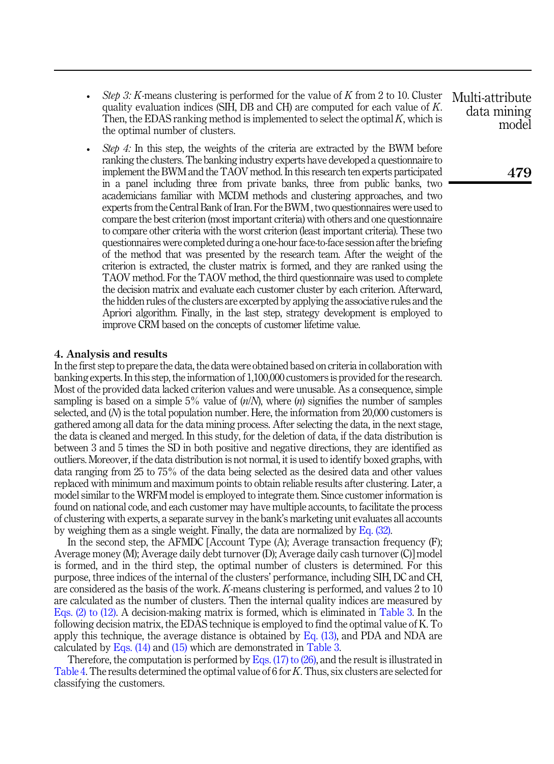- *Step 3: K*-means clustering is performed for the value of *K* from 2 to 10. Cluster quality evaluation indices (SIH, DB and CH) are computed for each value of *K*. Then, the EDAS ranking method is implemented to select the optimal *K*, which is the optimal number of clusters.

- *Step 4:* In this step, the weights of the criteria are extracted by the BWM before ranking the clusters. The banking industry experts have developed a questionnaire to implement the BWM and the TAOV method. In this research ten experts participated in a panel including three from private banks, three from public banks, two academicians familiar with MCDM methods and clustering approaches, and two experts from the Central Bank of Iran. For the BWM , two questionnaires were used to compare the best criterion (most important criteria) with others and one questionnaire to compare other criteria with the worst criterion (least important criteria). These two questionnaires were completed during a one-hour face-to-face session after the briefing of the method that was presented by the research team. After the weight of the criterion is extracted, the cluster matrix is formed, and they are ranked using the TAOV method. For the TAOV method, the third questionnaire was used to complete the decision matrix and evaluate each customer cluster by each criterion. Afterward, the hidden rules of the clusters are excerpted by applying the associative rules and the Apriori algorithm. Finally, in the last step, strategy development is employed to improve CRM based on the concepts of customer lifetime value.

## 4. Analysis and results

In the first step to prepare the data, the data were obtained based on criteria in collaboration with banking experts. In this step, the information of 1,100,000 customers is provided for the research. Most of the provided data lacked criterion values and were unusable. As a consequence, simple sampling is based on a simple 5% value of ($n/N$), where ($n$) signifies the number of samples selected, and ($N$) is the total population number. Here, the information from 20,000 customers is gathered among all data for the data mining process. After selecting the data, in the next stage, the data is cleaned and merged. In this study, for the deletion of data, if the data distribution is between 3 and 5 times the SD in both positive and negative directions, they are identified as outliers. Moreover, if the data distribution is not normal, it is used to identify boxed graphs, with data ranging from 25 to 75% of the data being selected as the desired data and other values replaced with minimum and maximum points to obtain reliable results after clustering. Later, a model similar to the WRFM model is employed to integrate them. Since customer information is found on national code, and each customer may have multiple accounts, to facilitate the process of clustering with experts, a separate survey in the bank's marketing unit evaluates all accounts by weighing them as a single weight. Finally, the data are normalized by Eq. (32).

In the second step, the AFMDC [Account Type (A); Average transaction frequency (F); Average money (M); Average daily debt turnover (D); Average daily cash turnover (C)] model is formed, and in the third step, the optimal number of clusters is determined. For this purpose, three indices of the internal of the clusters' performance, including SIH, DC and CH, are considered as the basis of the work. *K*-means clustering is performed, and values 2 to 10 are calculated as the number of clusters. Then the internal quality indices are measured by Eqs. (2) to (12). A decision-making matrix is formed, which is eliminated in Table 3. In the following decision matrix, the EDAS technique is employed to find the optimal value of K. To apply this technique, the average distance is obtained by Eq. (13), and PDA and NDA are calculated by Eqs. (14) and (15) which are demonstrated in Table 3.

Therefore, the computation is performed by Eqs. (17) to (26), and the result is illustrated in Table 4. The results determined the optimal value of 6 for *K*. Thus, six clusters are selected for classifying the customers.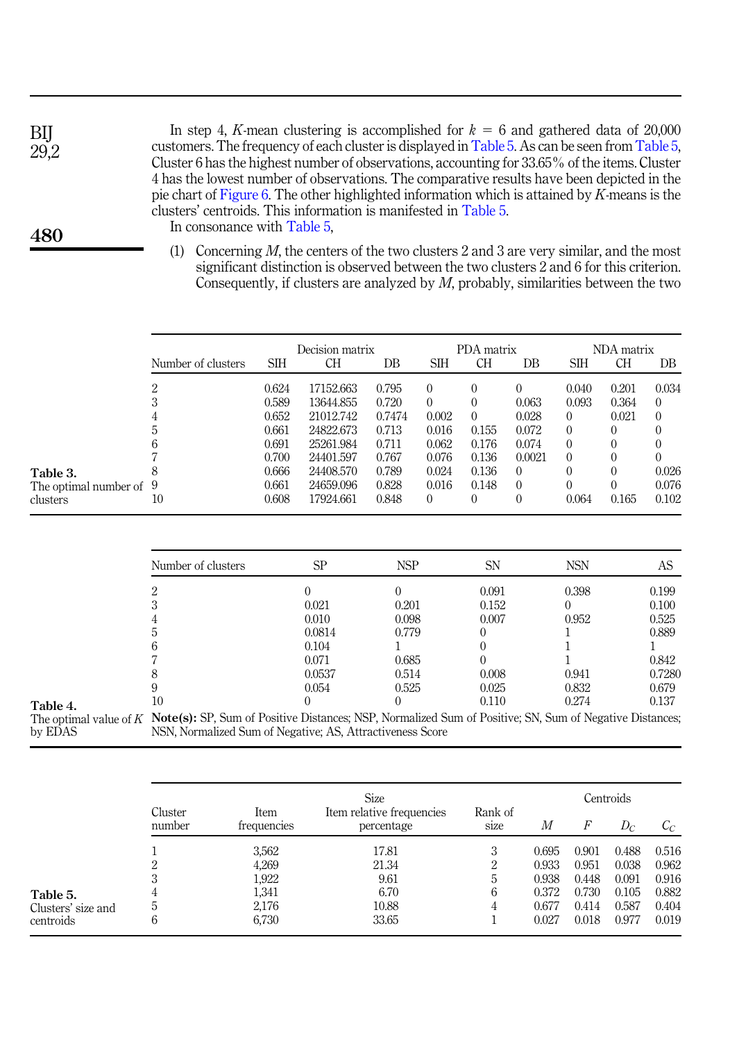In step 4, *K*-mean clustering is accomplished for $k = 6$ and gathered data of 20,000 customers. The frequency of each cluster is displayed in Table 5. As can be seen from Table 5, Cluster 6 has the highest number of observations, accounting for 33.65% of the items. Cluster 4 has the lowest number of observations. The comparative results have been depicted in the pie chart of Figure 6. The other highlighted information which is attained by *K*-means is the clusters' centroids. This information is manifested in Table 5.

In consonance with Table 5,

(1) Concerning *M*, the centers of the two clusters 2 and 3 are very similar, and the most significant distinction is observed between the two clusters 2 and 6 for this criterion. Consequently, if clusters are analyzed by *M*, probably, similarities between the two

**Table 3.** The optimal number of clusters

| Number of clusters | Decision matrix | | | PDA matrix | | | NDA matrix | | |
|---|---|---|---|---|---|---|---|---|---|
| | SIH | CH | DB | SIH | CH | DB | SIH | CH | DB |
| 2 | 0.624 | 17152.663 | 0.795 | 0 | 0 | 0 | 0.040 | 0.201 | 0.034 |
| 3 | 0.589 | 13644.855 | 0.720 | 0 | 0 | 0.063 | 0.093 | 0.364 | 0 |
| 4 | 0.652 | 21012.742 | 0.7474 | 0.002 | 0 | 0.028 | 0 | 0.021 | 0 |
| 5 | 0.661 | 24822.673 | 0.713 | 0.016 | 0.155 | 0.072 | 0 | 0 | 0 |
| 6 | 0.691 | 25261.984 | 0.711 | 0.062 | 0.176 | 0.074 | 0 | 0 | 0 |
| 7 | 0.700 | 24401.597 | 0.767 | 0.076 | 0.136 | 0.0021 | 0 | 0 | 0 |
| 8 | 0.666 | 24408.570 | 0.789 | 0.024 | 0.136 | 0 | 0 | 0 | 0.026 |
| 9 | 0.661 | 24659.096 | 0.828 | 0.016 | 0.148 | 0 | 0 | 0 | 0.076 |
| 10 | 0.608 | 17924.661 | 0.848 | 0 | 0 | 0 | 0.064 | 0.165 | 0.102 |

**Table 4.** The optimal value of *K* by EDAS

| Number of clusters | SP | NSP | SN | NSN | AS |
|---|---|---|---|---|---|
| 2 | 0 | 0 | 0.091 | 0.398 | 0.199 |
| 3 | 0.021 | 0.201 | 0.152 | 0 | 0.100 |
| 4 | 0.010 | 0.098 | 0.007 | 0.952 | 0.525 |
| 5 | 0.0814 | 0.779 | 0 | 1 | 0.889 |
| 6 | 0.104 | 1 | 0 | 1 | 1 |
| 7 | 0.071 | 0.685 | 0 | 1 | 0.842 |
| 8 | 0.0537 | 0.514 | 0.008 | 0.941 | 0.7280 |
| 9 | 0.054 | 0.525 | 0.025 | 0.832 | 0.679 |
| 10 | 0 | 0 | 0.110 | 0.274 | 0.137 |

**Note(s):** SP, Sum of Positive Distances; NSP, Normalized Sum of Positive; SN, Sum of Negative Distances; NSN, Normalized Sum of Negative; AS, Attractiveness Score

**Table 5.** Clusters' size and centroids

| Cluster number | Size | | | Centroids | | | |
|---|---|---|---|---|---|---|---|
| | Item frequencies | Item relative frequencies percentage | Rank of size | $M$ | $F$ | $D_C$ | $C_C$ |
| 1 | 3,562 | 17.81 | 3 | 0.695 | 0.901 | 0.488 | 0.516 |
| 2 | 4,269 | 21.34 | 2 | 0.933 | 0.951 | 0.038 | 0.962 |
| 3 | 1,922 | 9.61 | 5 | 0.938 | 0.448 | 0.091 | 0.916 |
| 4 | 1,341 | 6.70 | 6 | 0.372 | 0.730 | 0.105 | 0.882 |
| 5 | 2,176 | 10.88 | 4 | 0.677 | 0.414 | 0.587 | 0.404 |
| 6 | 6,730 | 33.65 | 1 | 0.027 | 0.018 | 0.977 | 0.019 |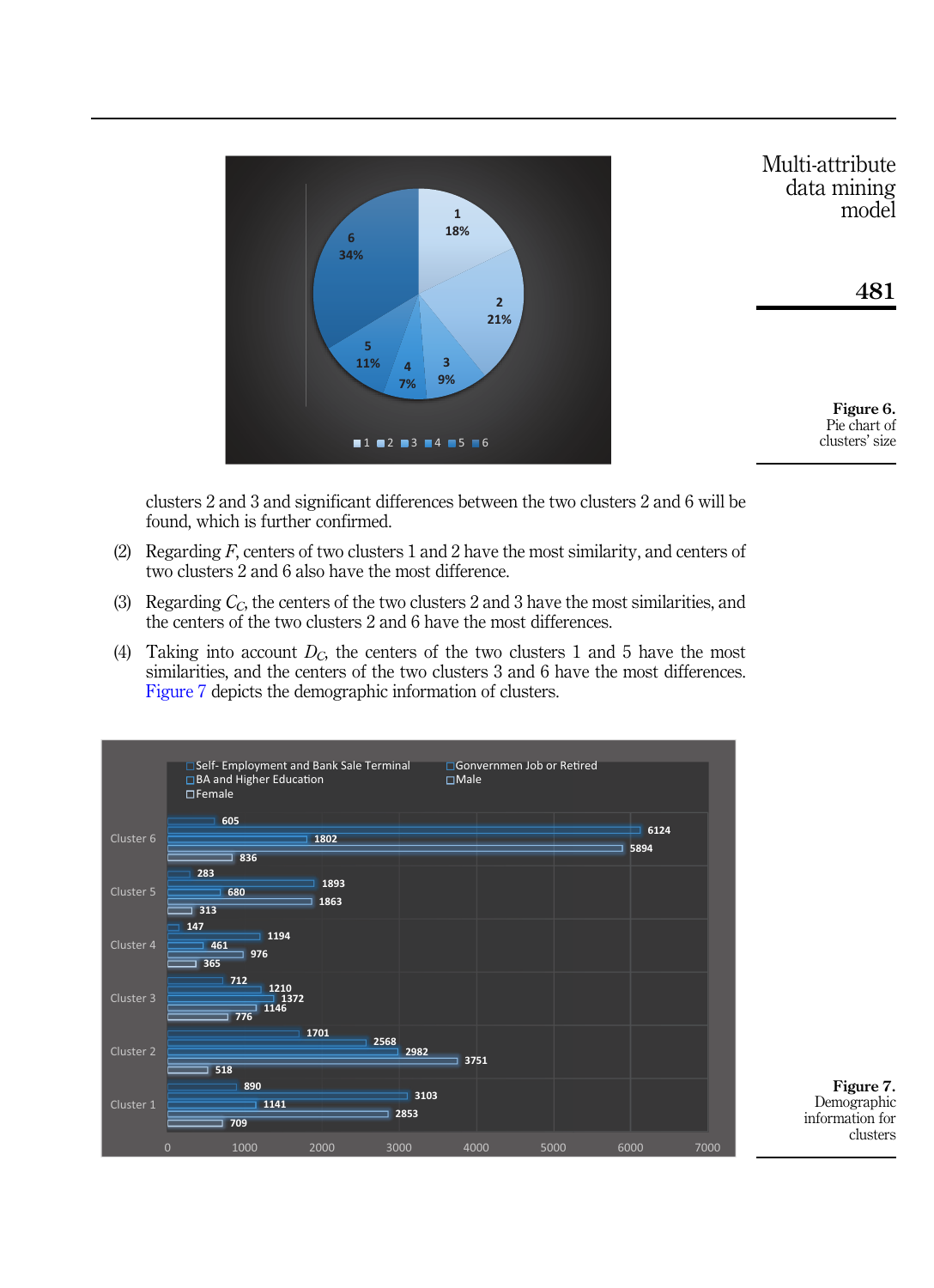Figure 6. Pie chart of clusters' size

clusters 2 and 3 and significant differences between the two clusters 2 and 6 will be found, which is further confirmed.

(2) Regarding $F$, centers of two clusters 1 and 2 have the most similarity, and centers of two clusters 2 and 6 also have the most difference.

(3) Regarding $C_C$, the centers of the two clusters 2 and 3 have the most similarities, and the centers of the two clusters 2 and 6 have the most differences.

(4) Taking into account $D_C$, the centers of the two clusters 1 and 5 have the most similarities, and the centers of the two clusters 3 and 6 have the most differences. Figure 7 depicts the demographic information of clusters.

Figure 7. Demographic information for clusters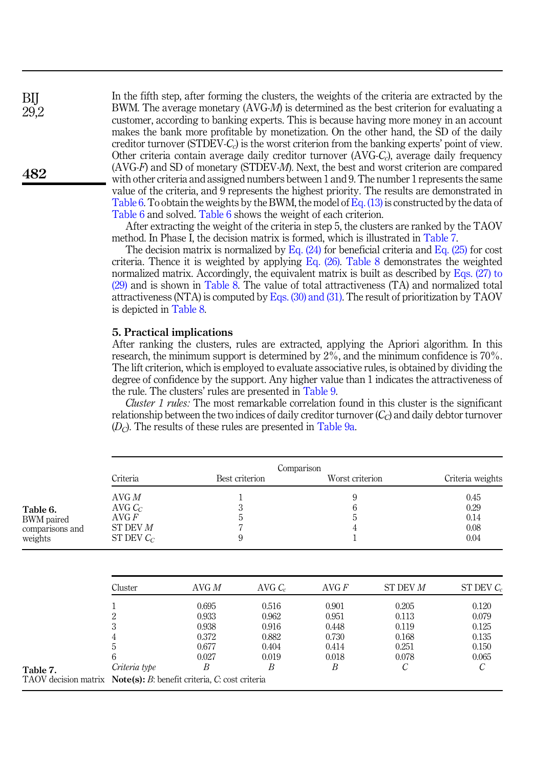In the fifth step, after forming the clusters, the weights of the criteria are extracted by the BWM. The average monetary (AVG-$M$) is determined as the best criterion for evaluating a customer, according to banking experts. This is because having more money in an account makes the bank more profitable by monetization. On the other hand, the SD of the daily creditor turnover (STDEV-$C_c$) is the worst criterion from the banking experts' point of view. Other criteria contain average daily creditor turnover (AVG-$C_c$), average daily frequency (AVG-$F$) and SD of monetary (STDEV-$M$). Next, the best and worst criterion are compared with other criteria and assigned numbers between 1 and 9. The number 1 represents the same value of the criteria, and 9 represents the highest priority. The results are demonstrated in Table 6. To obtain the weights by the BWM, the model of Eq. (13) is constructed by the data of Table 6 and solved. Table 6 shows the weight of each criterion.

After extracting the weight of the criteria in step 5, the clusters are ranked by the TAOV method. In Phase I, the decision matrix is formed, which is illustrated in Table 7.

The decision matrix is normalized by Eq. (24) for beneficial criteria and Eq. (25) for cost criteria. Thence it is weighted by applying Eq. (26). Table 8 demonstrates the weighted normalized matrix. Accordingly, the equivalent matrix is built as described by Eqs. (27) to (29) and is shown in Table 8. The value of total attractiveness (TA) and normalized total attractiveness (NTA) is computed by Eqs. (30) and (31). The result of prioritization by TAOV is depicted in Table 8.

## 5. Practical implications

After ranking the clusters, rules are extracted, applying the Apriori algorithm. In this research, the minimum support is determined by 2%, and the minimum confidence is 70%. The lift criterion, which is employed to evaluate associative rules, is obtained by dividing the degree of confidence by the support. Any higher value than 1 indicates the attractiveness of the rule. The clusters' rules are presented in Table 9.

*Cluster 1 rules:* The most remarkable correlation found in this cluster is the significant relationship between the two indices of daily creditor turnover ($C_C$) and daily debtor turnover ($D_C$). The results of these rules are presented in Table 9a.

**Table 6.** BWM paired comparisons and weights

| Criteria | Comparison | | Criteria weights |
|---|---|---|---|
| | Best criterion | Worst criterion | |
| AVG $M$ | 1 | 9 | 0.45 |
| AVG $C_C$ | 3 | 6 | 0.29 |
| AVG $F$ | 5 | 5 | 0.14 |
| ST DEV $M$ | 7 | 4 | 0.08 |
| ST DEV $C_C$ | 9 | 1 | 0.04 |

**Table 7.** TAOV decision matrix

| Cluster | AVG $M$ | AVG $C_c$ | AVG $F$ | ST DEV $M$ | ST DEV $C_c$ |
|---|---|---|---|---|---|
| 1 | 0.695 | 0.516 | 0.901 | 0.205 | 0.120 |
| 2 | 0.933 | 0.962 | 0.951 | 0.113 | 0.079 |
| 3 | 0.938 | 0.916 | 0.448 | 0.119 | 0.125 |
| 4 | 0.372 | 0.882 | 0.730 | 0.168 | 0.135 |
| 5 | 0.677 | 0.404 | 0.414 | 0.251 | 0.150 |
| 6 | 0.027 | 0.019 | 0.018 | 0.078 | 0.065 |
| *Criteria type* | *B* | *B* | *B* | *C* | *C* |

**Note(s):** *B*: benefit criteria, *C*: cost criteria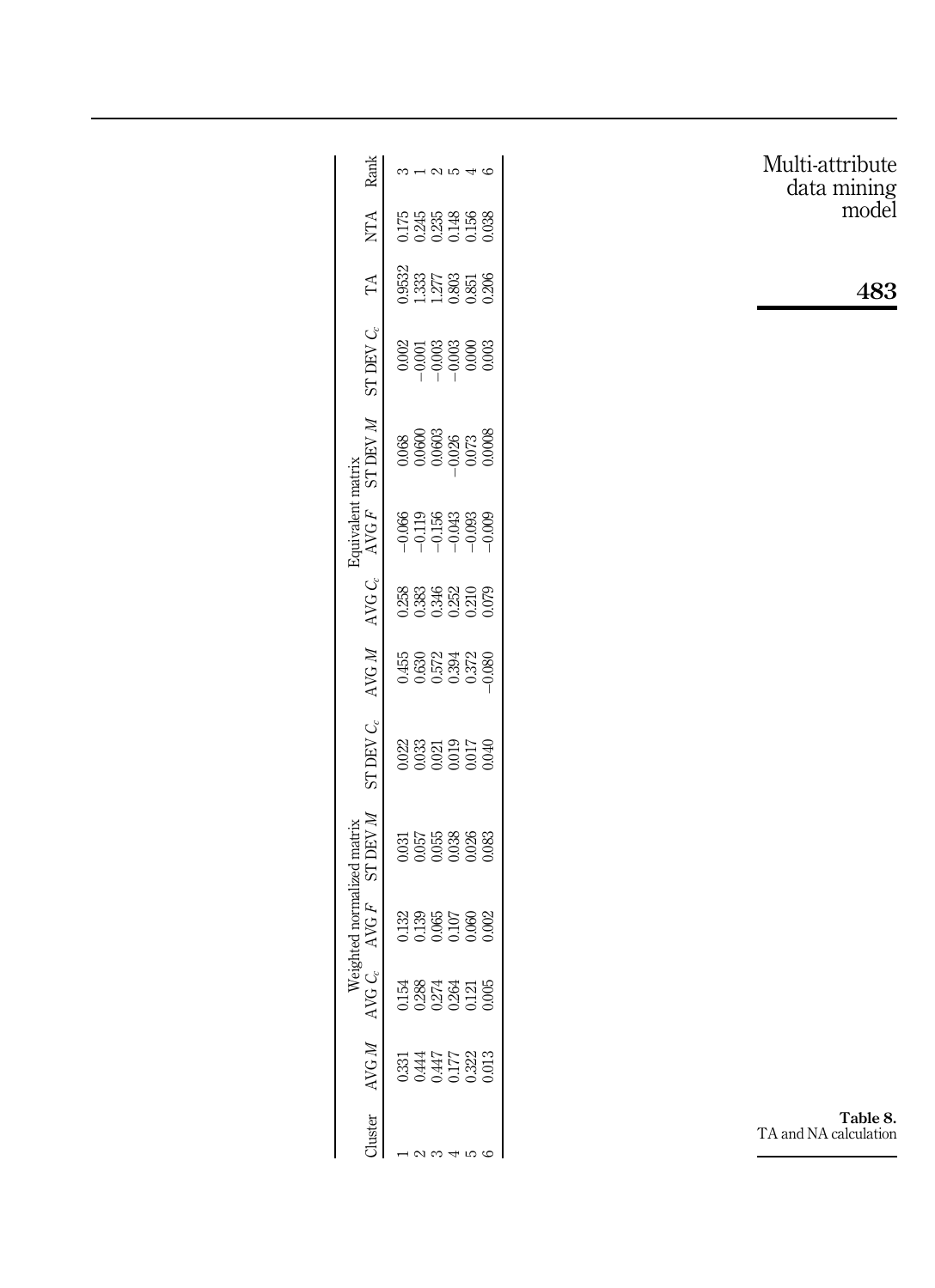**Table 8.** TA and NA calculation

| Cluster | Weighted normalized matrix | | | | | | Equivalent matrix | | | | | | TA | NTA | Rank |
|---|---|---|---|---|---|---|---|---|---|---|---|---|---|---|---|
| | AVG $M$ | AVG $C_c$ | AVG $F$ | ST DEV $M$ | ST DEV $C_c$ | AVG $M$ | AVG $C_c$ | AVG $F$ | ST DEV $M$ | ST DEV $C_c$ | | | | | |
| 1 | 0.331 | 0.154 | 0.132 | 0.031 | 0.022 | 0.455 | 0.258 | −0.066 | 0.068 | 0.002 | | | 0.9532 | 0.175 | 3 |
| 2 | 0.444 | 0.288 | 0.139 | 0.057 | 0.033 | 0.630 | 0.383 | −0.119 | 0.0600 | −0.001 | | | 1.333 | 0.245 | 1 |
| 3 | 0.447 | 0.274 | 0.065 | 0.055 | 0.021 | 0.572 | 0.346 | −0.156 | 0.0603 | −0.003 | | | 1.277 | 0.235 | 2 |
| 4 | 0.177 | 0.264 | 0.107 | 0.038 | 0.019 | 0.394 | 0.252 | −0.043 | −0.026 | −0.003 | | | 0.803 | 0.148 | 5 |
| 5 | 0.322 | 0.121 | 0.060 | 0.026 | 0.017 | 0.372 | 0.210 | −0.093 | 0.073 | 0.000 | | | 0.851 | 0.156 | 4 |
| 6 | 0.013 | 0.005 | 0.002 | 0.083 | 0.040 | −0.080 | 0.079 | −0.009 | 0.0008 | 0.003 | | | 0.206 | 0.038 | 6 |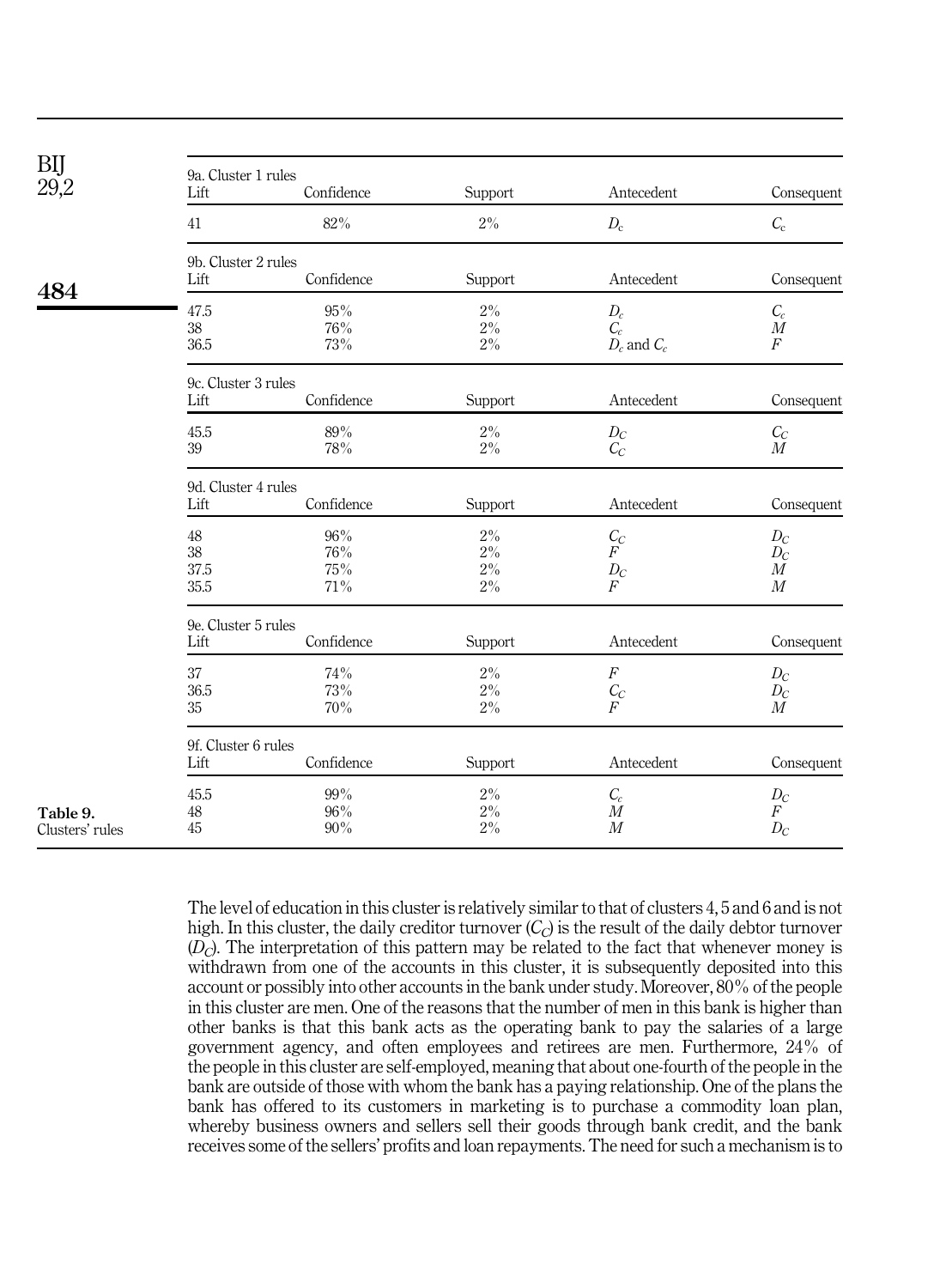Table 9. Clusters' rules

9a. Cluster 1 rules

| Lift | Confidence | Support | Antecedent | Consequent |
|---|---|---|---|---|
| 41 | 82% | 2% | $D_c$ | $C_c$ |

9b. Cluster 2 rules

| Lift | Confidence | Support | Antecedent | Consequent |
|---|---|---|---|---|
| 47.5 | 95% | 2% | $D_c$ | $C_c$ |
| 38 | 76% | 2% | $C_c$ | $M$ |
| 36.5 | 73% | 2% | $D_c$ and $C_c$ | $F$ |

9c. Cluster 3 rules

| Lift | Confidence | Support | Antecedent | Consequent |
|---|---|---|---|---|
| 45.5 | 89% | 2% | $D_C$ | $C_C$ |
| 39 | 78% | 2% | $C_C$ | $M$ |

9d. Cluster 4 rules

| Lift | Confidence | Support | Antecedent | Consequent |
|---|---|---|---|---|
| 48 | 96% | 2% | $C_C$ | $D_C$ |
| 38 | 76% | 2% | $F$ | $D_C$ |
| 37.5 | 75% | 2% | $D_C$ | $M$ |
| 35.5 | 71% | 2% | $F$ | $M$ |

9e. Cluster 5 rules

| Lift | Confidence | Support | Antecedent | Consequent |
|---|---|---|---|---|
| 37 | 74% | 2% | $F$ | $D_C$ |
| 36.5 | 73% | 2% | $C_C$ | $D_C$ |
| 35 | 70% | 2% | $F$ | $M$ |

9f. Cluster 6 rules

| Lift | Confidence | Support | Antecedent | Consequent |
|---|---|---|---|---|
| 45.5 | 99% | 2% | $C_c$ | $D_C$ |
| 48 | 96% | 2% | $M$ | $F$ |
| 45 | 90% | 2% | $M$ | $D_C$ |

The level of education in this cluster is relatively similar to that of clusters 4, 5 and 6 and is not high. In this cluster, the daily creditor turnover ($C_C$) is the result of the daily debtor turnover ($D_C$). The interpretation of this pattern may be related to the fact that whenever money is withdrawn from one of the accounts in this cluster, it is subsequently deposited into this account or possibly into other accounts in the bank under study. Moreover, 80% of the people in this cluster are men. One of the reasons that the number of men in this bank is higher than other banks is that this bank acts as the operating bank to pay the salaries of a large government agency, and often employees and retirees are men. Furthermore, 24% of the people in this cluster are self-employed, meaning that about one-fourth of the people in the bank are outside of those with whom the bank has a paying relationship. One of the plans the bank has offered to its customers in marketing is to purchase a commodity loan plan, whereby business owners and sellers sell their goods through bank credit, and the bank receives some of the sellers' profits and loan repayments. The need for such a mechanism is to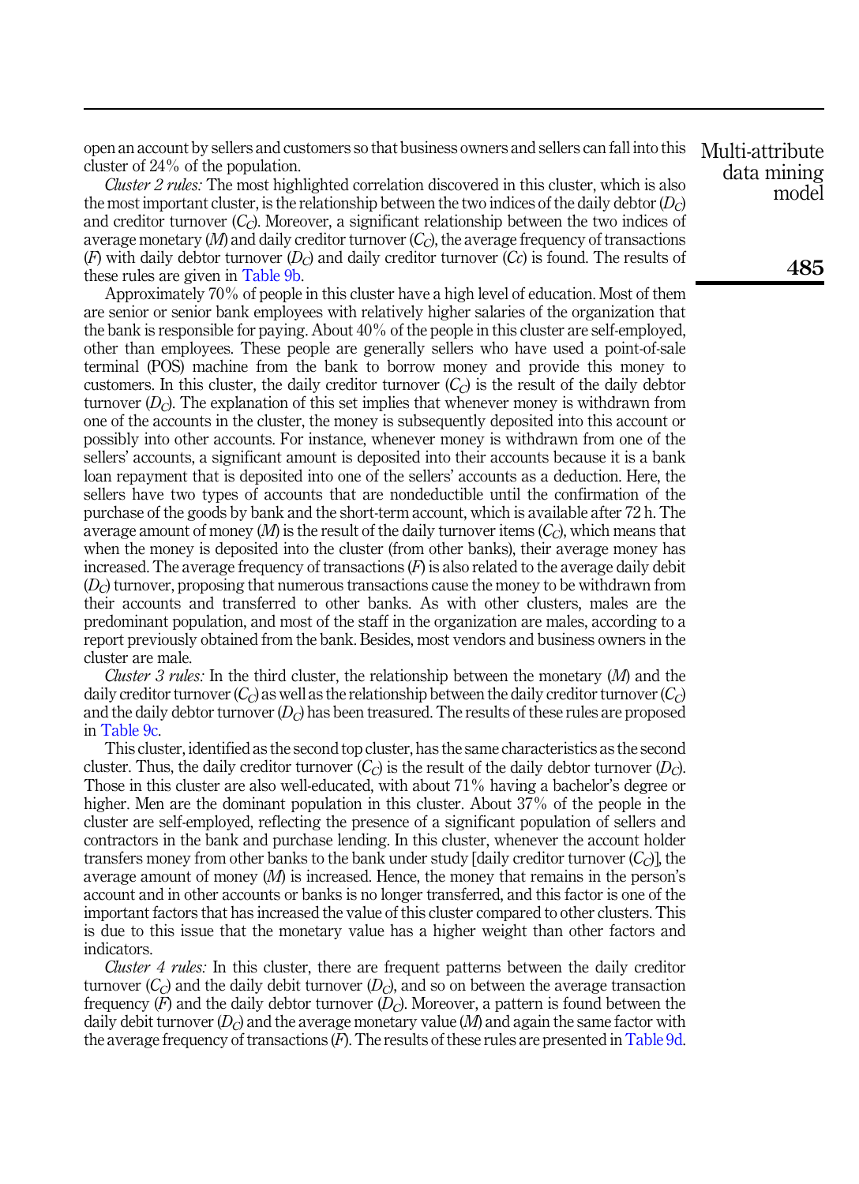open an account by sellers and customers so that business owners and sellers can fall into this cluster of 24% of the population.

*Cluster 2 rules:* The most highlighted correlation discovered in this cluster, which is also the most important cluster, is the relationship between the two indices of the daily debtor ($D_C$) and creditor turnover ($C_C$). Moreover, a significant relationship between the two indices of average monetary ($M$) and daily creditor turnover ($C_C$), the average frequency of transactions ($F$) with daily debtor turnover ($D_C$) and daily creditor turnover ($Cc$) is found. The results of these rules are given in Table 9b.

Approximately 70% of people in this cluster have a high level of education. Most of them are senior or senior bank employees with relatively higher salaries of the organization that the bank is responsible for paying. About 40% of the people in this cluster are self-employed, other than employees. These people are generally sellers who have used a point-of-sale terminal (POS) machine from the bank to borrow money and provide this money to customers. In this cluster, the daily creditor turnover ($C_C$) is the result of the daily debtor turnover ($D_C$). The explanation of this set implies that whenever money is withdrawn from one of the accounts in the cluster, the money is subsequently deposited into this account or possibly into other accounts. For instance, whenever money is withdrawn from one of the sellers' accounts, a significant amount is deposited into their accounts because it is a bank loan repayment that is deposited into one of the sellers' accounts as a deduction. Here, the sellers have two types of accounts that are nondeductible until the confirmation of the purchase of the goods by bank and the short-term account, which is available after 72 h. The average amount of money ($M$) is the result of the daily turnover items ($C_C$), which means that when the money is deposited into the cluster (from other banks), their average money has increased. The average frequency of transactions ($F$) is also related to the average daily debit ($D_C$) turnover, proposing that numerous transactions cause the money to be withdrawn from their accounts and transferred to other banks. As with other clusters, males are the predominant population, and most of the staff in the organization are males, according to a report previously obtained from the bank. Besides, most vendors and business owners in the cluster are male.

*Cluster 3 rules:* In the third cluster, the relationship between the monetary ($M$) and the daily creditor turnover ($C_C$) as well as the relationship between the daily creditor turnover ($C_C$) and the daily debtor turnover ($D_C$) has been treasured. The results of these rules are proposed in Table 9c.

This cluster, identified as the second top cluster, has the same characteristics as the second cluster. Thus, the daily creditor turnover ($C_C$) is the result of the daily debtor turnover ($D_C$). Those in this cluster are also well-educated, with about 71% having a bachelor's degree or higher. Men are the dominant population in this cluster. About 37% of the people in the cluster are self-employed, reflecting the presence of a significant population of sellers and contractors in the bank and purchase lending. In this cluster, whenever the account holder transfers money from other banks to the bank under study [daily creditor turnover ($C_C$)], the average amount of money ($M$) is increased. Hence, the money that remains in the person's account and in other accounts or banks is no longer transferred, and this factor is one of the important factors that has increased the value of this cluster compared to other clusters. This is due to this issue that the monetary value has a higher weight than other factors and indicators.

*Cluster 4 rules:* In this cluster, there are frequent patterns between the daily creditor turnover ($C_C$) and the daily debit turnover ($D_C$), and so on between the average transaction frequency ($F$) and the daily debtor turnover ($D_C$). Moreover, a pattern is found between the daily debit turnover ($D_C$) and the average monetary value ($M$) and again the same factor with the average frequency of transactions ($F$). The results of these rules are presented in Table 9d.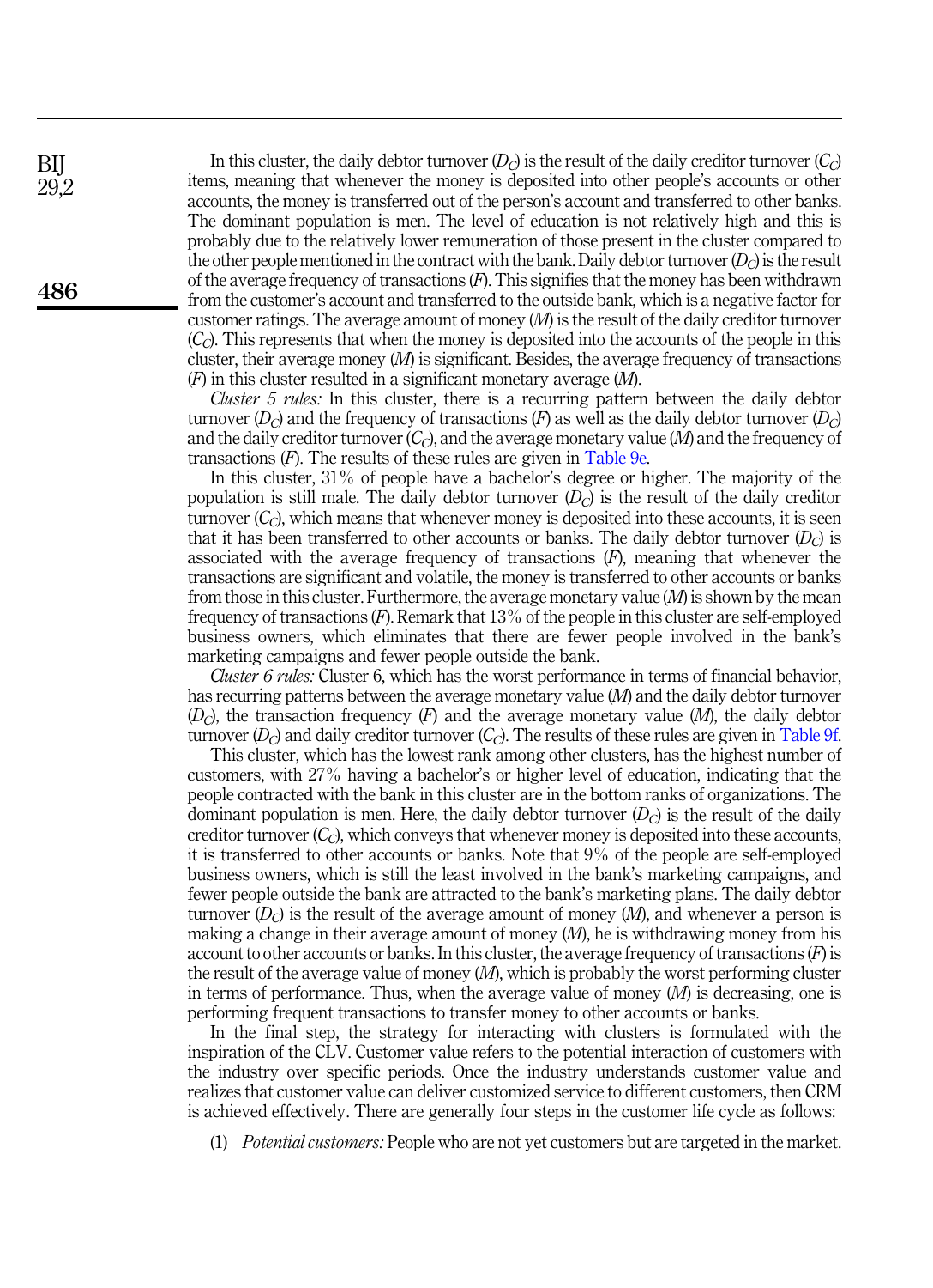In this cluster, the daily debtor turnover ($D_C$) is the result of the daily creditor turnover ($C_C$) items, meaning that whenever the money is deposited into other people's accounts or other accounts, the money is transferred out of the person's account and transferred to other banks. The dominant population is men. The level of education is not relatively high and this is probably due to the relatively lower remuneration of those present in the cluster compared to the other people mentioned in the contract with the bank. Daily debtor turnover ($D_C$) is the result of the average frequency of transactions ($F$). This signifies that the money has been withdrawn from the customer's account and transferred to the outside bank, which is a negative factor for customer ratings. The average amount of money ($M$) is the result of the daily creditor turnover ($C_C$). This represents that when the money is deposited into the accounts of the people in this cluster, their average money ($M$) is significant. Besides, the average frequency of transactions ($F$) in this cluster resulted in a significant monetary average ($M$).

*Cluster 5 rules:* In this cluster, there is a recurring pattern between the daily debtor turnover ($D_C$) and the frequency of transactions ($F$) as well as the daily debtor turnover ($D_C$) and the daily creditor turnover ($C_C$), and the average monetary value ($M$) and the frequency of transactions ($F$). The results of these rules are given in Table 9e.

In this cluster, 31% of people have a bachelor's degree or higher. The majority of the population is still male. The daily debtor turnover ($D_C$) is the result of the daily creditor turnover ($C_C$), which means that whenever money is deposited into these accounts, it is seen that it has been transferred to other accounts or banks. The daily debtor turnover ($D_C$) is associated with the average frequency of transactions ($F$), meaning that whenever the transactions are significant and volatile, the money is transferred to other accounts or banks from those in this cluster. Furthermore, the average monetary value ($M$) is shown by the mean frequency of transactions ($F$). Remark that 13% of the people in this cluster are self-employed business owners, which eliminates that there are fewer people involved in the bank's marketing campaigns and fewer people outside the bank.

*Cluster 6 rules:* Cluster 6, which has the worst performance in terms of financial behavior, has recurring patterns between the average monetary value ($M$) and the daily debtor turnover ($D_C$), the transaction frequency ($F$) and the average monetary value ($M$), the daily debtor turnover ($D_C$) and daily creditor turnover ($C_C$). The results of these rules are given in Table 9f.

This cluster, which has the lowest rank among other clusters, has the highest number of customers, with 27% having a bachelor's or higher level of education, indicating that the people contracted with the bank in this cluster are in the bottom ranks of organizations. The dominant population is men. Here, the daily debtor turnover ($D_C$) is the result of the daily creditor turnover ($C_C$), which conveys that whenever money is deposited into these accounts, it is transferred to other accounts or banks. Note that 9% of the people are self-employed business owners, which is still the least involved in the bank's marketing campaigns, and fewer people outside the bank are attracted to the bank's marketing plans. The daily debtor turnover ($D_C$) is the result of the average amount of money ($M$), and whenever a person is making a change in their average amount of money ($M$), he is withdrawing money from his account to other accounts or banks. In this cluster, the average frequency of transactions ($F$) is the result of the average value of money ($M$), which is probably the worst performing cluster in terms of performance. Thus, when the average value of money ($M$) is decreasing, one is performing frequent transactions to transfer money to other accounts or banks.

In the final step, the strategy for interacting with clusters is formulated with the inspiration of the CLV. Customer value refers to the potential interaction of customers with the industry over specific periods. Once the industry understands customer value and realizes that customer value can deliver customized service to different customers, then CRM is achieved effectively. There are generally four steps in the customer life cycle as follows:

(1) *Potential customers:* People who are not yet customers but are targeted in the market.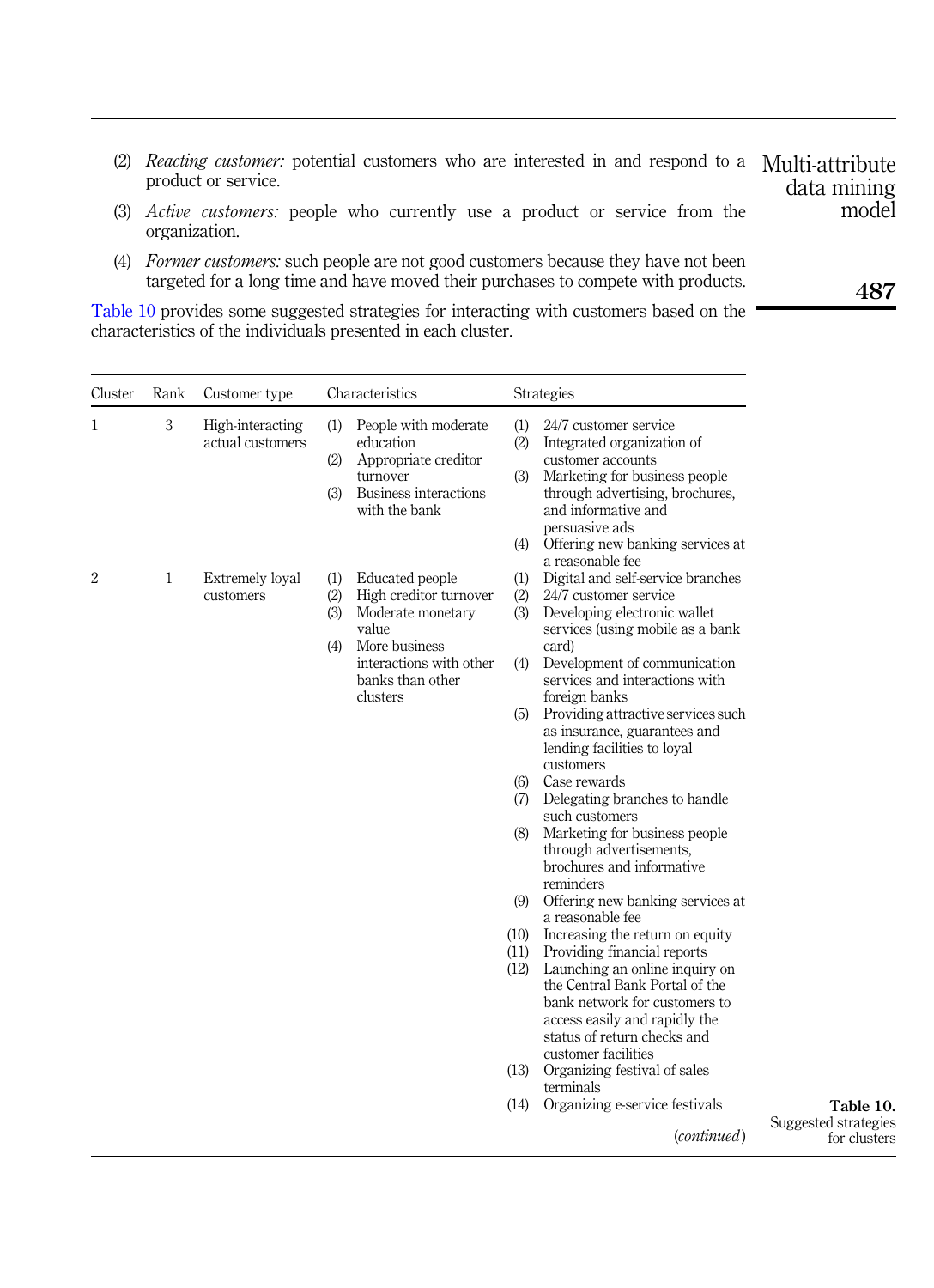(2) *Reacting customer:* potential customers who are interested in and respond to a product or service.

(3) *Active customers:* people who currently use a product or service from the organization.

(4) *Former customers:* such people are not good customers because they have not been targeted for a long time and have moved their purchases to compete with products.

Table 10 provides some suggested strategies for interacting with customers based on the characteristics of the individuals presented in each cluster.

**Table 10.** Suggested strategies for clusters

| Cluster | Rank | Customer type | Characteristics | Strategies |
|---|---|---|---|---|
| 1 | 3 | High-interacting actual customers | (1) People with moderate education<br>(2) Appropriate creditor turnover<br>(3) Business interactions with the bank | (1) 24/7 customer service<br>(2) Integrated organization of customer accounts<br>(3) Marketing for business people through advertising, brochures, and informative and persuasive ads<br>(4) Offering new banking services at a reasonable fee |
| 2 | 1 | Extremely loyal customers | (1) Educated people<br>(2) High creditor turnover<br>(3) Moderate monetary value<br>(4) More business interactions with other banks than other clusters | (1) Digital and self-service branches<br>(2) 24/7 customer service<br>(3) Developing electronic wallet services (using mobile as a bank card)<br>(4) Development of communication services and interactions with foreign banks<br>(5) Providing attractive services such as insurance, guarantees and lending facilities to loyal customers<br>(6) Case rewards<br>(7) Delegating branches to handle such customers<br>(8) Marketing for business people through advertisements, brochures and informative reminders<br>(9) Offering new banking services at a reasonable fee<br>(10) Increasing the return on equity<br>(11) Providing financial reports<br>(12) Launching an online inquiry on the Central Bank Portal of the bank network for customers to access easily and rapidly the status of return checks and customer facilities<br>(13) Organizing festival of sales terminals<br>(14) Organizing e-service festivals |

(*continued*)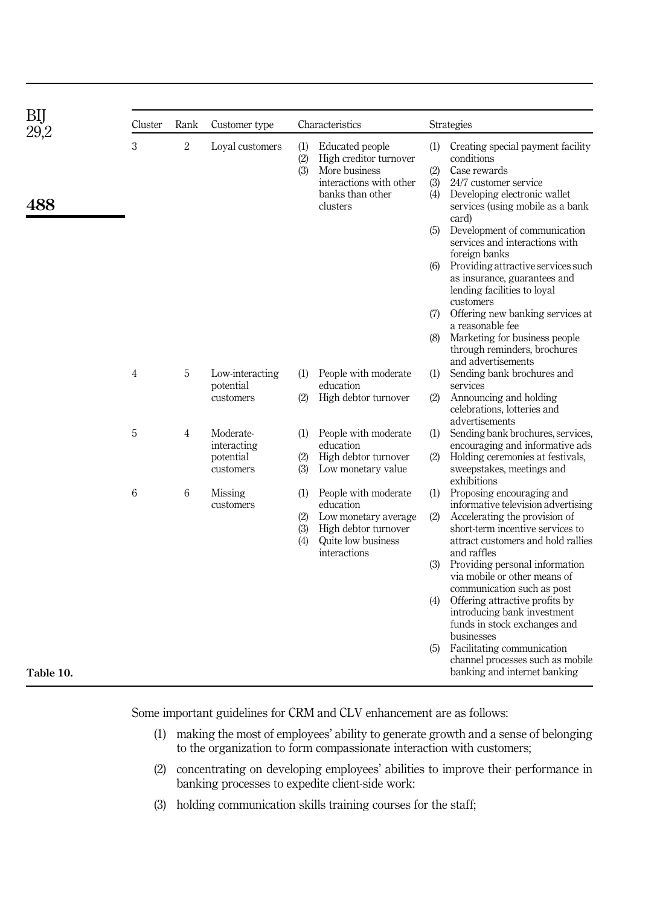| Cluster | Rank | Customer type | Characteristics | Strategies |
|---|---|---|---|---|
| 3 | 2 | Loyal customers | (1) Educated people<br>(2) High creditor turnover<br>(3) More business interactions with other banks than other clusters | (1) Creating special payment facility conditions<br>(2) Case rewards<br>(3) 24/7 customer service<br>(4) Developing electronic wallet services (using mobile as a bank card)<br>(5) Development of communication services and interactions with foreign banks<br>(6) Providing attractive services such as insurance, guarantees and lending facilities to loyal customers<br>(7) Offering new banking services at a reasonable fee<br>(8) Marketing for business people through reminders, brochures and advertisements |
| 4 | 5 | Low-interacting potential customers | (1) People with moderate education<br>(2) High debtor turnover | (1) Sending bank brochures and services<br>(2) Announcing and holding celebrations, lotteries and advertisements |
| 5 | 4 | Moderate-interacting potential customers | (1) People with moderate education<br>(2) High debtor turnover<br>(3) Low monetary value | (1) Sending bank brochures, services, encouraging and informative ads<br>(2) Holding ceremonies at festivals, sweepstakes, meetings and exhibitions |
| 6 | 6 | Missing customers | (1) People with moderate education<br>(2) Low monetary average<br>(3) High debtor turnover<br>(4) Quite low business interactions | (1) Proposing encouraging and informative television advertising<br>(2) Accelerating the provision of short-term incentive services to attract customers and hold rallies and raffles<br>(3) Providing personal information via mobile or other means of communication such as post<br>(4) Offering attractive profits by introducing bank investment funds in stock exchanges and businesses<br>(5) Facilitating communication channel processes such as mobile banking and internet banking |

Table 10.

Some important guidelines for CRM and CLV enhancement are as follows:

(1) making the most of employees' ability to generate growth and a sense of belonging to the organization to form compassionate interaction with customers;

(2) concentrating on developing employees' abilities to improve their performance in banking processes to expedite client-side work:

(3) holding communication skills training courses for the staff;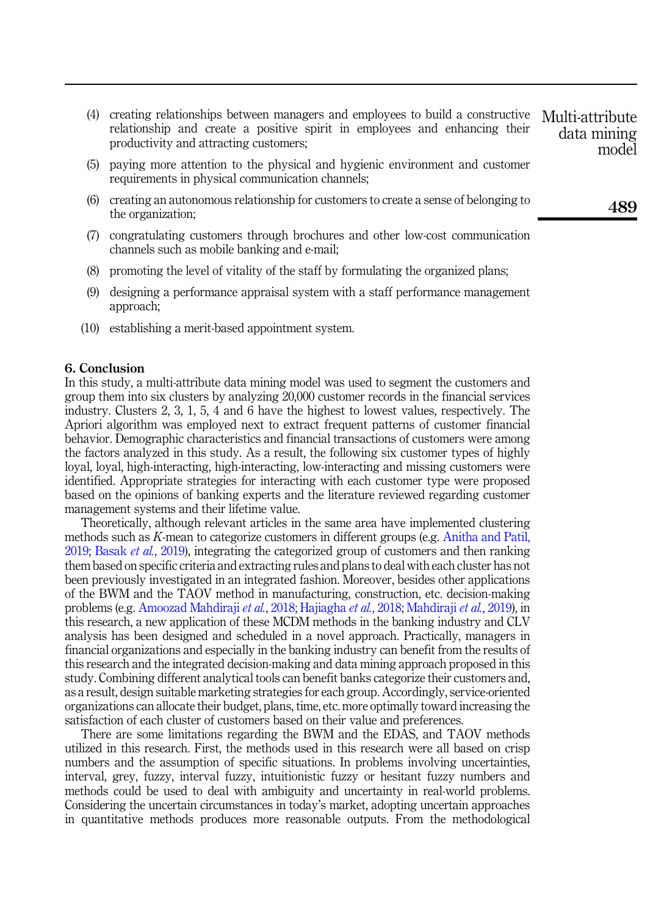(4) creating relationships between managers and employees to build a constructive relationship and create a positive spirit in employees and enhancing their productivity and attracting customers;

(5) paying more attention to the physical and hygienic environment and customer requirements in physical communication channels;

(6) creating an autonomous relationship for customers to create a sense of belonging to the organization;

(7) congratulating customers through brochures and other low-cost communication channels such as mobile banking and e-mail;

(8) promoting the level of vitality of the staff by formulating the organized plans;

(9) designing a performance appraisal system with a staff performance management approach;

(10) establishing a merit-based appointment system.

## 6. Conclusion

In this study, a multi-attribute data mining model was used to segment the customers and group them into six clusters by analyzing 20,000 customer records in the financial services industry. Clusters 2, 3, 1, 5, 4 and 6 have the highest to lowest values, respectively. The Apriori algorithm was employed next to extract frequent patterns of customer financial behavior. Demographic characteristics and financial transactions of customers were among the factors analyzed in this study. As a result, the following six customer types of highly loyal, loyal, high-interacting, high-interacting, low-interacting and missing customers were identified. Appropriate strategies for interacting with each customer type were proposed based on the opinions of banking experts and the literature reviewed regarding customer management systems and their lifetime value.

Theoretically, although relevant articles in the same area have implemented clustering methods such as *K*-mean to categorize customers in different groups (e.g. Anitha and Patil, 2019; Basak *et al.*, 2019), integrating the categorized group of customers and then ranking them based on specific criteria and extracting rules and plans to deal with each cluster has not been previously investigated in an integrated fashion. Moreover, besides other applications of the BWM and the TAOV method in manufacturing, construction, etc. decision-making problems (e.g. Amoozad Mahdiraji *et al.*, 2018; Hajiagha *et al.*, 2018; Mahdiraji *et al.*, 2019), in this research, a new application of these MCDM methods in the banking industry and CLV analysis has been designed and scheduled in a novel approach. Practically, managers in financial organizations and especially in the banking industry can benefit from the results of this research and the integrated decision-making and data mining approach proposed in this study. Combining different analytical tools can benefit banks categorize their customers and, as a result, design suitable marketing strategies for each group. Accordingly, service-oriented organizations can allocate their budget, plans, time, etc. more optimally toward increasing the satisfaction of each cluster of customers based on their value and preferences.

There are some limitations regarding the BWM and the EDAS, and TAOV methods utilized in this research. First, the methods used in this research were all based on crisp numbers and the assumption of specific situations. In problems involving uncertainties, interval, grey, fuzzy, interval fuzzy, intuitionistic fuzzy or hesitant fuzzy numbers and methods could be used to deal with ambiguity and uncertainty in real-world problems. Considering the uncertain circumstances in today's market, adopting uncertain approaches in quantitative methods produces more reasonable outputs. From the methodological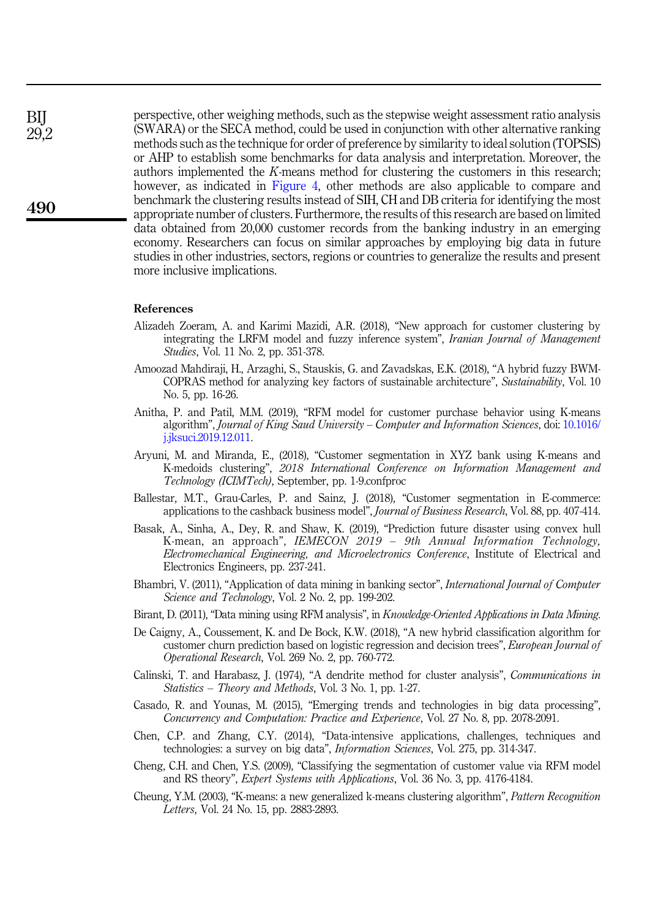perspective, other weighing methods, such as the stepwise weight assessment ratio analysis (SWARA) or the SECA method, could be used in conjunction with other alternative ranking methods such as the technique for order of preference by similarity to ideal solution (TOPSIS) or AHP to establish some benchmarks for data analysis and interpretation. Moreover, the authors implemented the *K*-means method for clustering the customers in this research; however, as indicated in Figure 4, other methods are also applicable to compare and benchmark the clustering results instead of SIH, CH and DB criteria for identifying the most appropriate number of clusters. Furthermore, the results of this research are based on limited data obtained from 20,000 customer records from the banking industry in an emerging economy. Researchers can focus on similar approaches by employing big data in future studies in other industries, sectors, regions or countries to generalize the results and present more inclusive implications.

## References

Alizadeh Zoeram, A. and Karimi Mazidi, A.R. (2018), "New approach for customer clustering by integrating the LRFM model and fuzzy inference system", *Iranian Journal of Management Studies*, Vol. 11 No. 2, pp. 351-378.

Amoozad Mahdiraji, H., Arzaghi, S., Stauskis, G. and Zavadskas, E.K. (2018), "A hybrid fuzzy BWM-COPRAS method for analyzing key factors of sustainable architecture", *Sustainability*, Vol. 10 No. 5, pp. 16-26.

Anitha, P. and Patil, M.M. (2019), "RFM model for customer purchase behavior using K-means algorithm", *Journal of King Saud University – Computer and Information Sciences*, doi: 10.1016/j.jksuci.2019.12.011.

Aryuni, M. and Miranda, E., (2018), "Customer segmentation in XYZ bank using K-means and K-medoids clustering", *2018 International Conference on Information Management and Technology (ICIMTech)*, September, pp. 1-9.confproc

Ballestar, M.T., Grau-Carles, P. and Sainz, J. (2018), "Customer segmentation in E-commerce: applications to the cashback business model", *Journal of Business Research*, Vol. 88, pp. 407-414.

Basak, A., Sinha, A., Dey, R. and Shaw, K. (2019), "Prediction future disaster using convex hull K-mean, an approach", *IEMECON 2019 – 9th Annual Information Technology, Electromechanical Engineering, and Microelectronics Conference*, Institute of Electrical and Electronics Engineers, pp. 237-241.

Bhambri, V. (2011), "Application of data mining in banking sector", *International Journal of Computer Science and Technology*, Vol. 2 No. 2, pp. 199-202.

Birant, D. (2011), "Data mining using RFM analysis", in *Knowledge-Oriented Applications in Data Mining*.

De Caigny, A., Coussement, K. and De Bock, K.W. (2018), "A new hybrid classification algorithm for customer churn prediction based on logistic regression and decision trees", *European Journal of Operational Research*, Vol. 269 No. 2, pp. 760-772.

Calinski, T. and Harabasz, J. (1974), "A dendrite method for cluster analysis", *Communications in Statistics – Theory and Methods*, Vol. 3 No. 1, pp. 1-27.

Casado, R. and Younas, M. (2015), "Emerging trends and technologies in big data processing", *Concurrency and Computation: Practice and Experience*, Vol. 27 No. 8, pp. 2078-2091.

Chen, C.P. and Zhang, C.Y. (2014), "Data-intensive applications, challenges, techniques and technologies: a survey on big data", *Information Sciences*, Vol. 275, pp. 314-347.

Cheng, C.H. and Chen, Y.S. (2009), "Classifying the segmentation of customer value via RFM model and RS theory", *Expert Systems with Applications*, Vol. 36 No. 3, pp. 4176-4184.

Cheung, Y.M. (2003), "K-means: a new generalized k-means clustering algorithm", *Pattern Recognition Letters*, Vol. 24 No. 15, pp. 2883-2893.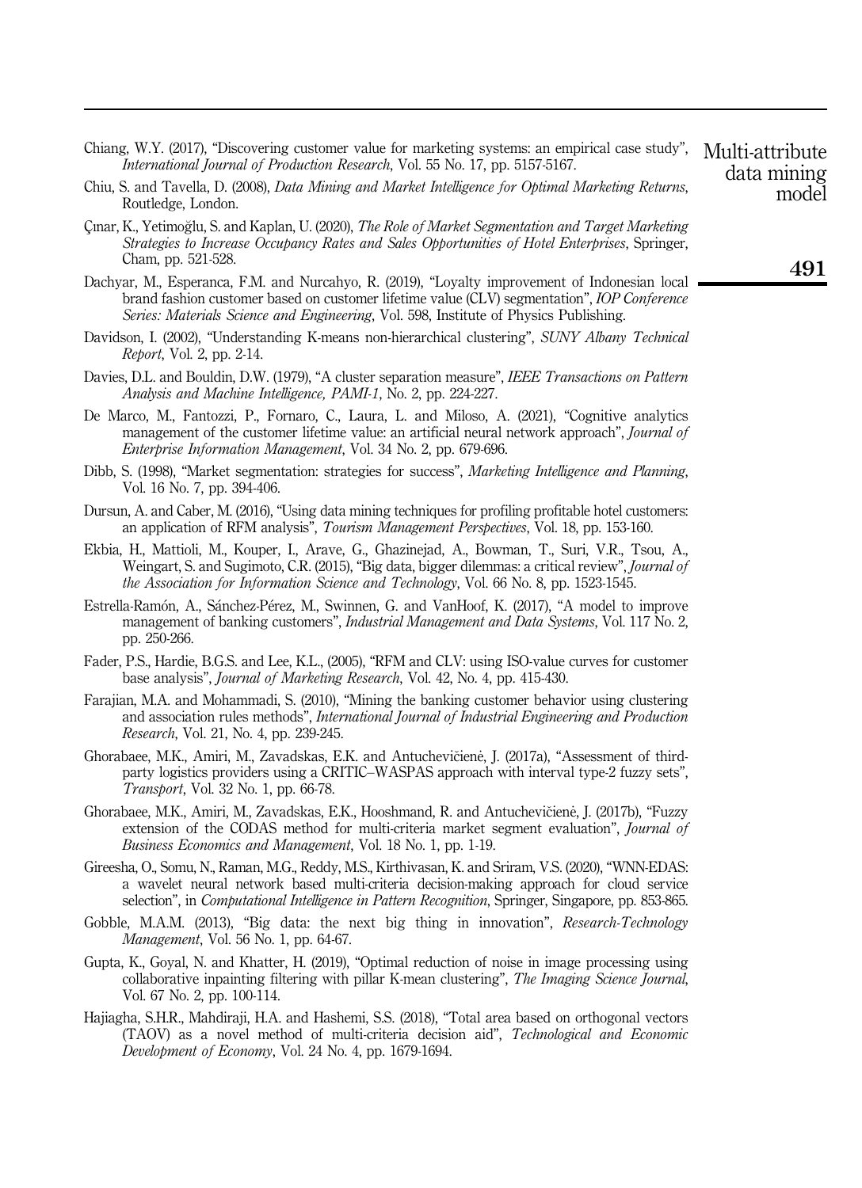Chiang, W.Y. (2017), "Discovering customer value for marketing systems: an empirical case study", *International Journal of Production Research*, Vol. 55 No. 17, pp. 5157-5167.

Chiu, S. and Tavella, D. (2008), *Data Mining and Market Intelligence for Optimal Marketing Returns*, Routledge, London.

Çınar, K., Yetimoğlu, S. and Kaplan, U. (2020), *The Role of Market Segmentation and Target Marketing Strategies to Increase Occupancy Rates and Sales Opportunities of Hotel Enterprises*, Springer, Cham, pp. 521-528.

Dachyar, M., Esperanca, F.M. and Nurcahyo, R. (2019), "Loyalty improvement of Indonesian local brand fashion customer based on customer lifetime value (CLV) segmentation", *IOP Conference Series: Materials Science and Engineering*, Vol. 598, Institute of Physics Publishing.

Davidson, I. (2002), "Understanding K-means non-hierarchical clustering", *SUNY Albany Technical Report*, Vol. 2, pp. 2-14.

Davies, D.L. and Bouldin, D.W. (1979), "A cluster separation measure", *IEEE Transactions on Pattern Analysis and Machine Intelligence, PAMI-1*, No. 2, pp. 224-227.

De Marco, M., Fantozzi, P., Fornaro, C., Laura, L. and Miloso, A. (2021), "Cognitive analytics management of the customer lifetime value: an artificial neural network approach", *Journal of Enterprise Information Management*, Vol. 34 No. 2, pp. 679-696.

Dibb, S. (1998), "Market segmentation: strategies for success", *Marketing Intelligence and Planning*, Vol. 16 No. 7, pp. 394-406.

Dursun, A. and Caber, M. (2016), "Using data mining techniques for profiling profitable hotel customers: an application of RFM analysis", *Tourism Management Perspectives*, Vol. 18, pp. 153-160.

Ekbia, H., Mattioli, M., Kouper, I., Arave, G., Ghazinejad, A., Bowman, T., Suri, V.R., Tsou, A., Weingart, S. and Sugimoto, C.R. (2015), "Big data, bigger dilemmas: a critical review", *Journal of the Association for Information Science and Technology*, Vol. 66 No. 8, pp. 1523-1545.

Estrella-Ramón, A., Sánchez-Pérez, M., Swinnen, G. and VanHoof, K. (2017), "A model to improve management of banking customers", *Industrial Management and Data Systems*, Vol. 117 No. 2, pp. 250-266.

Fader, P.S., Hardie, B.G.S. and Lee, K.L., (2005), "RFM and CLV: using ISO-value curves for customer base analysis", *Journal of Marketing Research*, Vol. 42, No. 4, pp. 415-430.

Farajian, M.A. and Mohammadi, S. (2010), "Mining the banking customer behavior using clustering and association rules methods", *International Journal of Industrial Engineering and Production Research*, Vol. 21, No. 4, pp. 239-245.

Ghorabaee, M.K., Amiri, M., Zavadskas, E.K. and Antuchevičienė, J. (2017a), "Assessment of third-party logistics providers using a CRITIC–WASPAS approach with interval type-2 fuzzy sets", *Transport*, Vol. 32 No. 1, pp. 66-78.

Ghorabaee, M.K., Amiri, M., Zavadskas, E.K., Hooshmand, R. and Antuchevičienė, J. (2017b), "Fuzzy extension of the CODAS method for multi-criteria market segment evaluation", *Journal of Business Economics and Management*, Vol. 18 No. 1, pp. 1-19.

Gireesha, O., Somu, N., Raman, M.G., Reddy, M.S., Kirthivasan, K. and Sriram, V.S. (2020), "WNN-EDAS: a wavelet neural network based multi-criteria decision-making approach for cloud service selection", in *Computational Intelligence in Pattern Recognition*, Springer, Singapore, pp. 853-865.

Gobble, M.A.M. (2013), "Big data: the next big thing in innovation", *Research-Technology Management*, Vol. 56 No. 1, pp. 64-67.

Gupta, K., Goyal, N. and Khatter, H. (2019), "Optimal reduction of noise in image processing using collaborative inpainting filtering with pillar K-mean clustering", *The Imaging Science Journal*, Vol. 67 No. 2, pp. 100-114.

Hajiagha, S.H.R., Mahdiraji, H.A. and Hashemi, S.S. (2018), "Total area based on orthogonal vectors (TAOV) as a novel method of multi-criteria decision aid", *Technological and Economic Development of Economy*, Vol. 24 No. 4, pp. 1679-1694.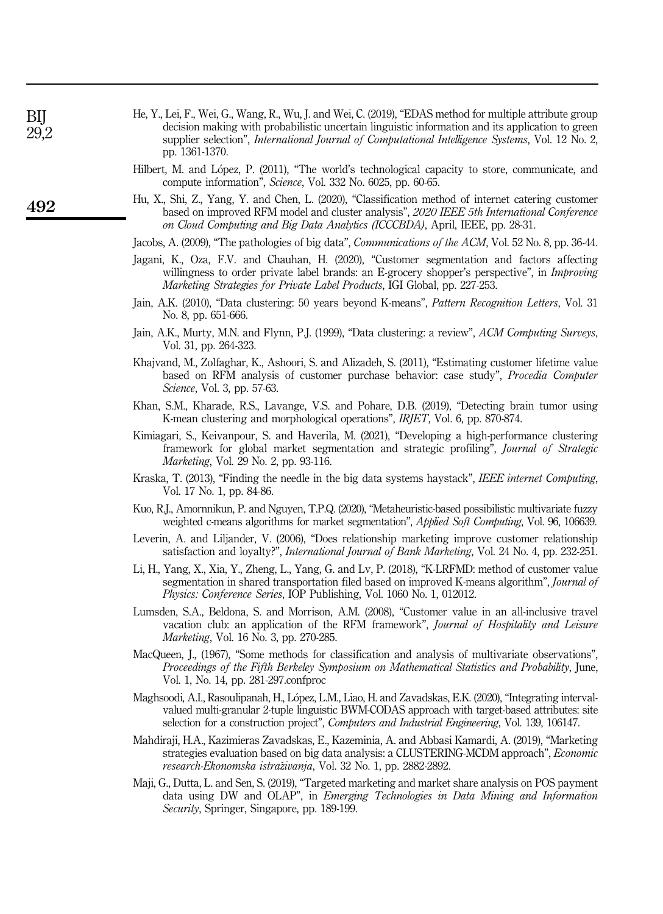He, Y., Lei, F., Wei, G., Wang, R., Wu, J. and Wei, C. (2019), "EDAS method for multiple attribute group decision making with probabilistic uncertain linguistic information and its application to green supplier selection", *International Journal of Computational Intelligence Systems*, Vol. 12 No. 2, pp. 1361-1370.

Hilbert, M. and López, P. (2011), "The world's technological capacity to store, communicate, and compute information", *Science*, Vol. 332 No. 6025, pp. 60-65.

Hu, X., Shi, Z., Yang, Y. and Chen, L. (2020), "Classification method of internet catering customer based on improved RFM model and cluster analysis", *2020 IEEE 5th International Conference on Cloud Computing and Big Data Analytics (ICCCBDA)*, April, IEEE, pp. 28-31.

Jacobs, A. (2009), "The pathologies of big data", *Communications of the ACM*, Vol. 52 No. 8, pp. 36-44.

Jagani, K., Oza, F.V. and Chauhan, H. (2020), "Customer segmentation and factors affecting willingness to order private label brands: an E-grocery shopper's perspective", in *Improving Marketing Strategies for Private Label Products*, IGI Global, pp. 227-253.

Jain, A.K. (2010), "Data clustering: 50 years beyond K-means", *Pattern Recognition Letters*, Vol. 31 No. 8, pp. 651-666.

Jain, A.K., Murty, M.N. and Flynn, P.J. (1999), "Data clustering: a review", *ACM Computing Surveys*, Vol. 31, pp. 264-323.

Khajvand, M., Zolfaghar, K., Ashoori, S. and Alizadeh, S. (2011), "Estimating customer lifetime value based on RFM analysis of customer purchase behavior: case study", *Procedia Computer Science*, Vol. 3, pp. 57-63.

Khan, S.M., Kharade, R.S., Lavange, V.S. and Pohare, D.B. (2019), "Detecting brain tumor using K-mean clustering and morphological operations", *IRJET*, Vol. 6, pp. 870-874.

Kimiagari, S., Keivanpour, S. and Haverila, M. (2021), "Developing a high-performance clustering framework for global market segmentation and strategic profiling", *Journal of Strategic Marketing*, Vol. 29 No. 2, pp. 93-116.

Kraska, T. (2013), "Finding the needle in the big data systems haystack", *IEEE internet Computing*, Vol. 17 No. 1, pp. 84-86.

Kuo, R.J., Amornnikun, P. and Nguyen, T.P.Q. (2020), "Metaheuristic-based possibilistic multivariate fuzzy weighted c-means algorithms for market segmentation", *Applied Soft Computing*, Vol. 96, 106639.

Leverin, A. and Liljander, V. (2006), "Does relationship marketing improve customer relationship satisfaction and loyalty?", *International Journal of Bank Marketing*, Vol. 24 No. 4, pp. 232-251.

Li, H., Yang, X., Xia, Y., Zheng, L., Yang, G. and Lv, P. (2018), "K-LRFMD: method of customer value segmentation in shared transportation filed based on improved K-means algorithm", *Journal of Physics: Conference Series*, IOP Publishing, Vol. 1060 No. 1, 012012.

Lumsden, S.A., Beldona, S. and Morrison, A.M. (2008), "Customer value in an all-inclusive travel vacation club: an application of the RFM framework", *Journal of Hospitality and Leisure Marketing*, Vol. 16 No. 3, pp. 270-285.

MacQueen, J., (1967), "Some methods for classification and analysis of multivariate observations", *Proceedings of the Fifth Berkeley Symposium on Mathematical Statistics and Probability*, June, Vol. 1, No. 14, pp. 281-297.confproc

Maghsoodi, A.I., Rasoulipanah, H., López, L.M., Liao, H. and Zavadskas, E.K. (2020), "Integrating interval-valued multi-granular 2-tuple linguistic BWM-CODAS approach with target-based attributes: site selection for a construction project", *Computers and Industrial Engineering*, Vol. 139, 106147.

Mahdiraji, H.A., Kazimieras Zavadskas, E., Kazeminia, A. and Abbasi Kamardi, A. (2019), "Marketing strategies evaluation based on big data analysis: a CLUSTERING-MCDM approach", *Economic research-Ekonomska istraživanja*, Vol. 32 No. 1, pp. 2882-2892.

Maji, G., Dutta, L. and Sen, S. (2019), "Targeted marketing and market share analysis on POS payment data using DW and OLAP", in *Emerging Technologies in Data Mining and Information Security*, Springer, Singapore, pp. 189-199.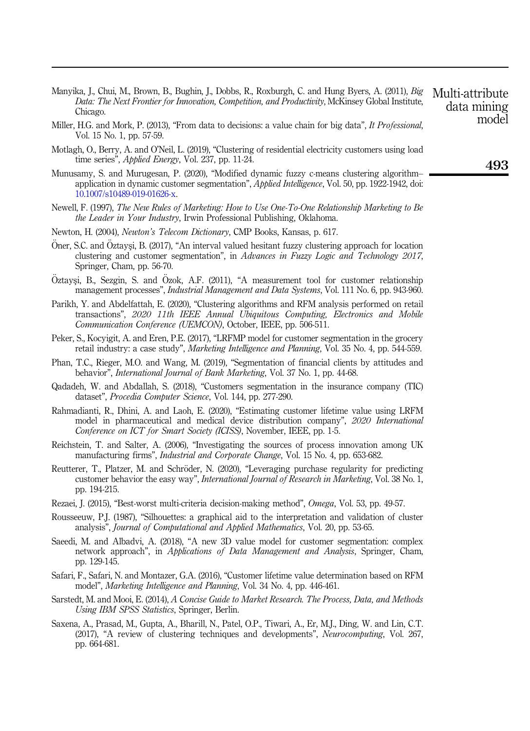Manyika, J., Chui, M., Brown, B., Bughin, J., Dobbs, R., Roxburgh, C. and Hung Byers, A. (2011), *Big Data: The Next Frontier for Innovation, Competition, and Productivity*, McKinsey Global Institute, Chicago.

Miller, H.G. and Mork, P. (2013), "From data to decisions: a value chain for big data", *It Professional*, Vol. 15 No. 1, pp. 57-59.

Motlagh, O., Berry, A. and O'Neil, L. (2019), "Clustering of residential electricity customers using load time series", *Applied Energy*, Vol. 237, pp. 11-24.

Munusamy, S. and Murugesan, P. (2020), "Modified dynamic fuzzy c-means clustering algorithm– application in dynamic customer segmentation", *Applied Intelligence*, Vol. 50, pp. 1922-1942, doi: 10.1007/s10489-019-01626-x.

Newell, F. (1997), *The New Rules of Marketing: How to Use One-To-One Relationship Marketing to Be the Leader in Your Industry*, Irwin Professional Publishing, Oklahoma.

Newton, H. (2004), *Newton's Telecom Dictionary*, CMP Books, Kansas, p. 617.

Öner, S.C. and Öztayşi, B. (2017), "An interval valued hesitant fuzzy clustering approach for location clustering and customer segmentation", in *Advances in Fuzzy Logic and Technology 2017*, Springer, Cham, pp. 56-70.

Öztayşi, B., Sezgin, S. and Özok, A.F. (2011), "A measurement tool for customer relationship management processes", *Industrial Management and Data Systems*, Vol. 111 No. 6, pp. 943-960.

Parikh, Y. and Abdelfattah, E. (2020), "Clustering algorithms and RFM analysis performed on retail transactions", *2020 11th IEEE Annual Ubiquitous Computing, Electronics and Mobile Communication Conference (UEMCON)*, October, IEEE, pp. 506-511.

Peker, S., Kocyigit, A. and Eren, P.E. (2017), "LRFMP model for customer segmentation in the grocery retail industry: a case study", *Marketing Intelligence and Planning*, Vol. 35 No. 4, pp. 544-559.

Phan, T.C., Rieger, M.O. and Wang, M. (2019), "Segmentation of financial clients by attitudes and behavior", *International Journal of Bank Marketing*, Vol. 37 No. 1, pp. 44-68.

Qadadeh, W. and Abdallah, S. (2018), "Customers segmentation in the insurance company (TIC) dataset", *Procedia Computer Science*, Vol. 144, pp. 277-290.

Rahmadianti, R., Dhini, A. and Laoh, E. (2020), "Estimating customer lifetime value using LRFM model in pharmaceutical and medical device distribution company", *2020 International Conference on ICT for Smart Society (ICISS)*, November, IEEE, pp. 1-5.

Reichstein, T. and Salter, A. (2006), "Investigating the sources of process innovation among UK manufacturing firms", *Industrial and Corporate Change*, Vol. 15 No. 4, pp. 653-682.

Reutterer, T., Platzer, M. and Schröder, N. (2020), "Leveraging purchase regularity for predicting customer behavior the easy way", *International Journal of Research in Marketing*, Vol. 38 No. 1, pp. 194-215.

Rezaei, J. (2015), "Best-worst multi-criteria decision-making method", *Omega*, Vol. 53, pp. 49-57.

Rousseeuw, P.J. (1987), "Silhouettes: a graphical aid to the interpretation and validation of cluster analysis", *Journal of Computational and Applied Mathematics*, Vol. 20, pp. 53-65.

Saeedi, M. and Albadvi, A. (2018), "A new 3D value model for customer segmentation: complex network approach", in *Applications of Data Management and Analysis*, Springer, Cham, pp. 129-145.

Safari, F., Safari, N. and Montazer, G.A. (2016), "Customer lifetime value determination based on RFM model", *Marketing Intelligence and Planning*, Vol. 34 No. 4, pp. 446-461.

Sarstedt, M. and Mooi, E. (2014), *A Concise Guide to Market Research. The Process, Data, and Methods Using IBM SPSS Statistics*, Springer, Berlin.

Saxena, A., Prasad, M., Gupta, A., Bharill, N., Patel, O.P., Tiwari, A., Er, M.J., Ding, W. and Lin, C.T. (2017), "A review of clustering techniques and developments", *Neurocomputing*, Vol. 267, pp. 664-681.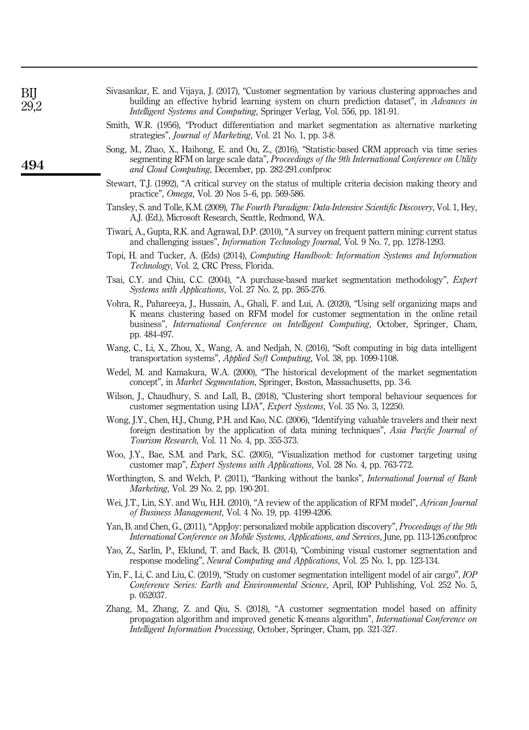Sivasankar, E. and Vijaya, J. (2017), "Customer segmentation by various clustering approaches and building an effective hybrid learning system on churn prediction dataset", in *Advances in Intelligent Systems and Computing*, Springer Verlag, Vol. 556, pp. 181-91.

Smith, W.R. (1956), "Product differentiation and market segmentation as alternative marketing strategies", *Journal of Marketing*, Vol. 21 No. 1, pp. 3-8.

Song, M., Zhao, X., Haihong, E. and Ou, Z., (2016), "Statistic-based CRM approach via time series segmenting RFM on large scale data", *Proceedings of the 9th International Conference on Utility and Cloud Computing*, December, pp. 282-291.confproc

Stewart, T.J. (1992), "A critical survey on the status of multiple criteria decision making theory and practice", *Omega*, Vol. 20 Nos 5–6, pp. 569-586.

Tansley, S. and Tolle, K.M. (2009), *The Fourth Paradigm: Data-Intensive Scientific Discovery*, Vol. 1, Hey, A.J. (Ed.), Microsoft Research, Seattle, Redmond, WA.

Tiwari, A., Gupta, R.K. and Agrawal, D.P. (2010), "A survey on frequent pattern mining: current status and challenging issues", *Information Technology Journal*, Vol. 9 No. 7, pp. 1278-1293.

Topi, H. and Tucker, A. (Eds) (2014), *Computing Handbook: Information Systems and Information Technology*, Vol. 2, CRC Press, Florida.

Tsai, C.Y. and Chiu, C.C. (2004), "A purchase-based market segmentation methodology", *Expert Systems with Applications*, Vol. 27 No. 2, pp. 265-276.

Vohra, R., Pahareeya, J., Hussain, A., Ghali, F. and Lui, A. (2020), "Using self organizing maps and K means clustering based on RFM model for customer segmentation in the online retail business", *International Conference on Intelligent Computing*, October, Springer, Cham, pp. 484-497.

Wang, C., Li, X., Zhou, X., Wang, A. and Nedjah, N. (2016), "Soft computing in big data intelligent transportation systems", *Applied Soft Computing*, Vol. 38, pp. 1099-1108.

Wedel, M. and Kamakura, W.A. (2000), "The historical development of the market segmentation concept", in *Market Segmentation*, Springer, Boston, Massachusetts, pp. 3-6.

Wilson, J., Chaudhury, S. and Lall, B., (2018), "Clustering short temporal behaviour sequences for customer segmentation using LDA", *Expert Systems*, Vol. 35 No. 3, 12250.

Wong, J.Y., Chen, H.J., Chung, P.H. and Kao, N.C. (2006), "Identifying valuable travelers and their next foreign destination by the application of data mining techniques", *Asia Pacific Journal of Tourism Research*, Vol. 11 No. 4, pp. 355-373.

Woo, J.Y., Bae, S.M. and Park, S.C. (2005), "Visualization method for customer targeting using customer map", *Expert Systems with Applications*, Vol. 28 No. 4, pp. 763-772.

Worthington, S. and Welch, P. (2011), "Banking without the banks", *International Journal of Bank Marketing*, Vol. 29 No. 2, pp. 190-201.

Wei, J.T., Lin, S.Y. and Wu, H.H. (2010), "A review of the application of RFM model", *African Journal of Business Management*, Vol. 4 No. 19, pp. 4199-4206.

Yan, B. and Chen, G., (2011), "AppJoy: personalized mobile application discovery", *Proceedings of the 9th International Conference on Mobile Systems, Applications, and Services*, June, pp. 113-126.confproc

Yao, Z., Sarlin, P., Eklund, T. and Back, B. (2014), "Combining visual customer segmentation and response modeling", *Neural Computing and Applications*, Vol. 25 No. 1, pp. 123-134.

Yin, F., Li, C. and Liu, C. (2019), "Study on customer segmentation intelligent model of air cargo", *IOP Conference Series: Earth and Environmental Science*, April, IOP Publishing, Vol. 252 No. 5, p. 052037.

Zhang, M., Zhang, Z. and Qiu, S. (2018), "A customer segmentation model based on affinity propagation algorithm and improved genetic K-means algorithm", *International Conference on Intelligent Information Processing*, October, Springer, Cham, pp. 321-327.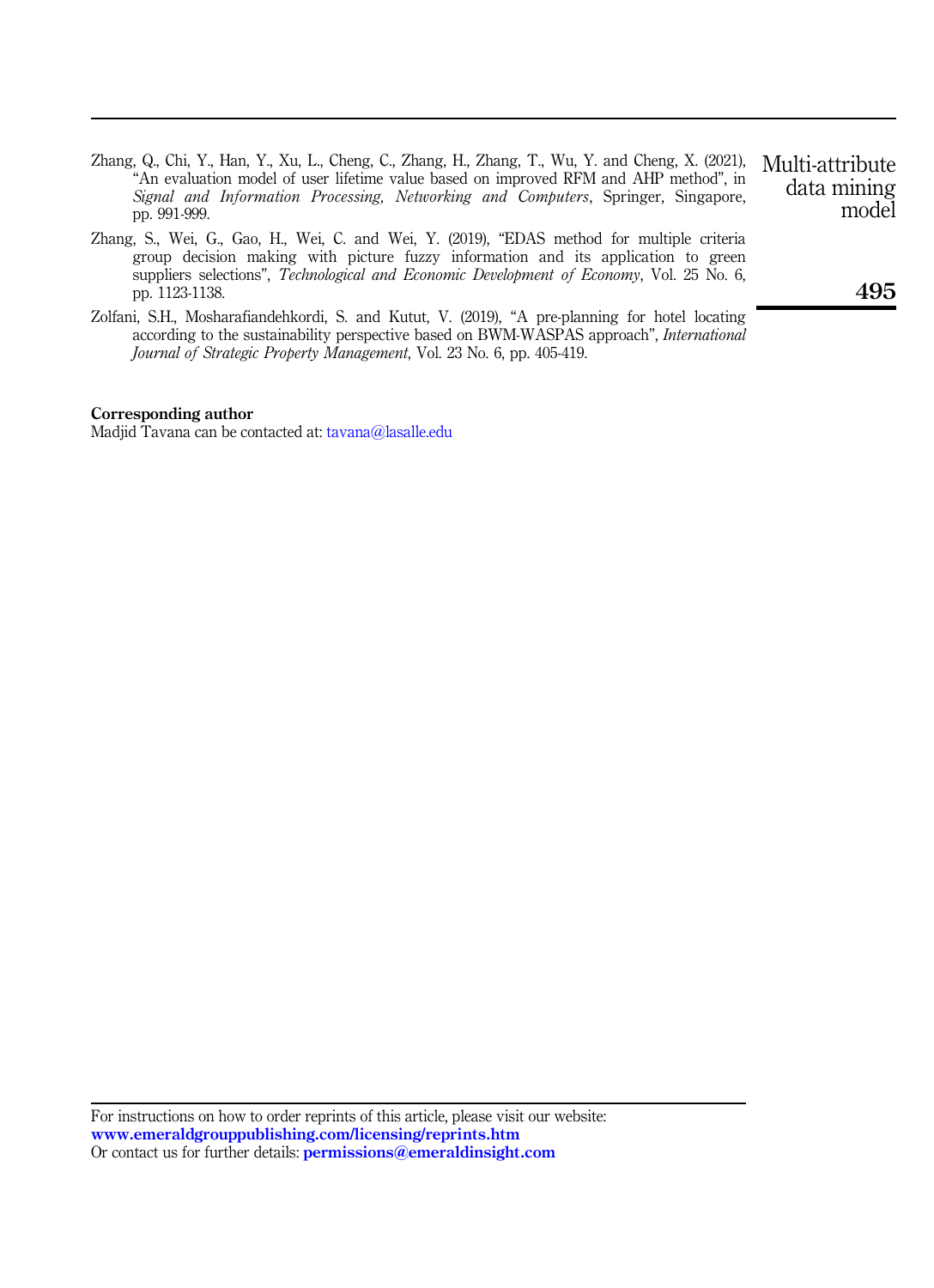Zhang, Q., Chi, Y., Han, Y., Xu, L., Cheng, C., Zhang, H., Zhang, T., Wu, Y. and Cheng, X. (2021), "An evaluation model of user lifetime value based on improved RFM and AHP method", in *Signal and Information Processing, Networking and Computers*, Springer, Singapore, pp. 991-999.

Zhang, S., Wei, G., Gao, H., Wei, C. and Wei, Y. (2019), "EDAS method for multiple criteria group decision making with picture fuzzy information and its application to green suppliers selections", *Technological and Economic Development of Economy*, Vol. 25 No. 6, pp. 1123-1138.

Zolfani, S.H., Mosharafiandehkordi, S. and Kutut, V. (2019), "A pre-planning for hotel locating according to the sustainability perspective based on BWM-WASPAS approach", *International Journal of Strategic Property Management*, Vol. 23 No. 6, pp. 405-419.

**Corresponding author**
Madjid Tavana can be contacted at: tavana@lasalle.edu

For instructions on how to order reprints of this article, please visit our website:
**www.emeraldgrouppublishing.com/licensing/reprints.htm**
Or contact us for further details: **permissions@emeraldinsight.com**